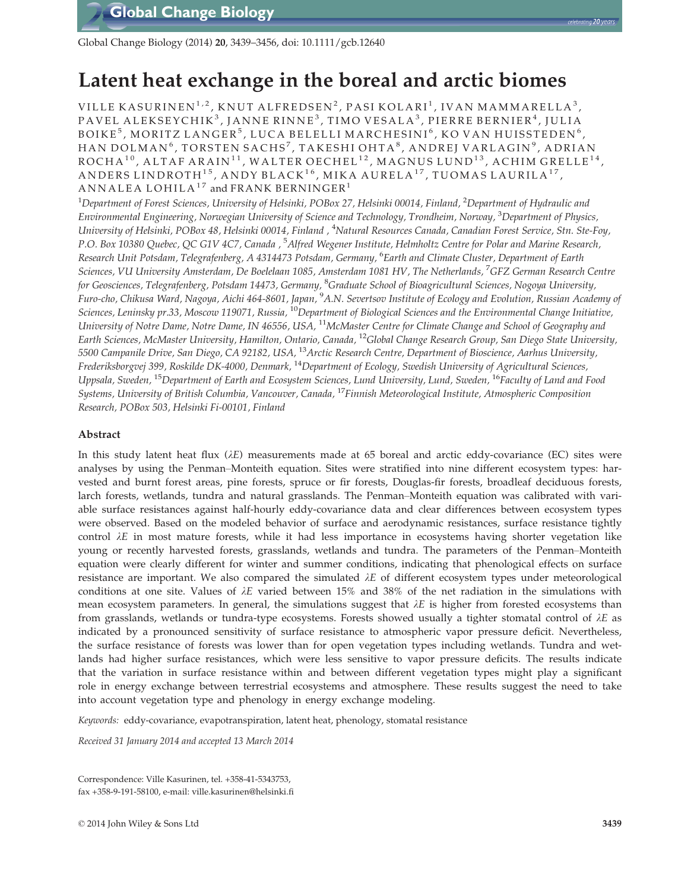# Latent heat exchange in the boreal and arctic biomes

VILLE KASURINEN[1,2], KNUT ALFREDSEN[2], PASI KOLARI[1], IVAN MAMMARELLA[3], PAVEL ALEKSEYCHIK[3], JANNE RINNE[3], TIMO VESALA[3], PIERRE BERNIER[4], JULIA BOIKE[5], MORITZ LANGER[5], LUCA BELELLI MARCHESINI[6], KO VAN HUISSTEDEN[6], HAN DOLMAN[6], TORSTEN SACHS[7], TAKESHI OHTA[8], ANDREJ VARLAGIN[9], ADRIAN ROCHA[10], ALTAF ARAIN[11], WALTER OECHEL[12], MAGNUS LUND[13], ACHIM GRELLE[14], ANDERS LINDROTH[15], ANDY BLACK[16], MIKA AURELA[17], TUOMAS LAURILA[17], ANNALEA LOHILA[17] and FRANK BERNINGER[1]

[1]*Department of Forest Sciences, University of Helsinki, POBox 27, Helsinki 00014, Finland,* [2]*Department of Hydraulic and Environmental Engineering, Norwegian University of Science and Technology, Trondheim, Norway,* [3]*Department of Physics, University of Helsinki, POBox 48, Helsinki 00014, Finland ,* [4]*Natural Resources Canada, Canadian Forest Service, Stn. Ste-Foy, P.O. Box 10380 Quebec, QC G1V 4C7, Canada ,* [5]*Alfred Wegener Institute, Helmholtz Centre for Polar and Marine Research, Research Unit Potsdam, Telegrafenberg, A 4314473 Potsdam, Germany,* [6]*Earth and Climate Cluster, Department of Earth Sciences, VU University Amsterdam, De Boelelaan 1085, Amsterdam 1081 HV, The Netherlands,* [7]*GFZ German Research Centre for Geosciences, Telegrafenberg, Potsdam 14473, Germany,* [8]*Graduate School of Bioagricultural Sciences, Nogoya University, Furo-cho, Chikusa Ward, Nagoya, Aichi 464-8601, Japan,* [9]*A.N. Severtsov Institute of Ecology and Evolution, Russian Academy of Sciences, Leninsky pr.33, Moscow 119071, Russia,* [10]*Department of Biological Sciences and the Environmental Change Initiative, University of Notre Dame, Notre Dame, IN 46556, USA,* [11]*McMaster Centre for Climate Change and School of Geography and Earth Sciences, McMaster University, Hamilton, Ontario, Canada,* [12]*Global Change Research Group, San Diego State University, 5500 Campanile Drive, San Diego, CA 92182, USA,* [13]*Arctic Research Centre, Department of Bioscience, Aarhus University, Frederiksborgvej 399, Roskilde DK-4000, Denmark,* [14]*Department of Ecology, Swedish University of Agricultural Sciences, Uppsala, Sweden,* [15]*Department of Earth and Ecosystem Sciences, Lund University, Lund, Sweden,* [16]*Faculty of Land and Food Systems, University of British Columbia, Vancouver, Canada,* [17]*Finnish Meteorological Institute, Atmospheric Composition Research, POBox 503, Helsinki Fi-00101, Finland*

## Abstract

In this study latent heat flux ($\lambda E$) measurements made at 65 boreal and arctic eddy-covariance (EC) sites were analyses by using the Penman–Monteith equation. Sites were stratified into nine different ecosystem types: harvested and burnt forest areas, pine forests, spruce or fir forests, Douglas-fir forests, broadleaf deciduous forests, larch forests, wetlands, tundra and natural grasslands. The Penman–Monteith equation was calibrated with variable surface resistances against half-hourly eddy-covariance data and clear differences between ecosystem types were observed. Based on the modeled behavior of surface and aerodynamic resistances, surface resistance tightly control $\lambda E$ in most mature forests, while it had less importance in ecosystems having shorter vegetation like young or recently harvested forests, grasslands, wetlands and tundra. The parameters of the Penman–Monteith equation were clearly different for winter and summer conditions, indicating that phenological effects on surface resistance are important. We also compared the simulated $\lambda E$ of different ecosystem types under meteorological conditions at one site. Values of $\lambda E$ varied between 15% and 38% of the net radiation in the simulations with mean ecosystem parameters. In general, the simulations suggest that $\lambda E$ is higher from forested ecosystems than from grasslands, wetlands or tundra-type ecosystems. Forests showed usually a tighter stomatal control of $\lambda E$ as indicated by a pronounced sensitivity of surface resistance to atmospheric vapor pressure deficit. Nevertheless, the surface resistance of forests was lower than for open vegetation types including wetlands. Tundra and wetlands had higher surface resistances, which were less sensitive to vapor pressure deficits. The results indicate that the variation in surface resistance within and between different vegetation types might play a significant role in energy exchange between terrestrial ecosystems and atmosphere. These results suggest the need to take into account vegetation type and phenology in energy exchange modeling.

*Keywords:* eddy-covariance, evapotranspiration, latent heat, phenology, stomatal resistance

*Received 31 January 2014 and accepted 13 March 2014*

Correspondence: Ville Kasurinen, tel. +358-41-5343753, fax +358-9-191-58100, e-mail: ville.kasurinen@helsinki.fi

© 2014 John Wiley & Sons Ltd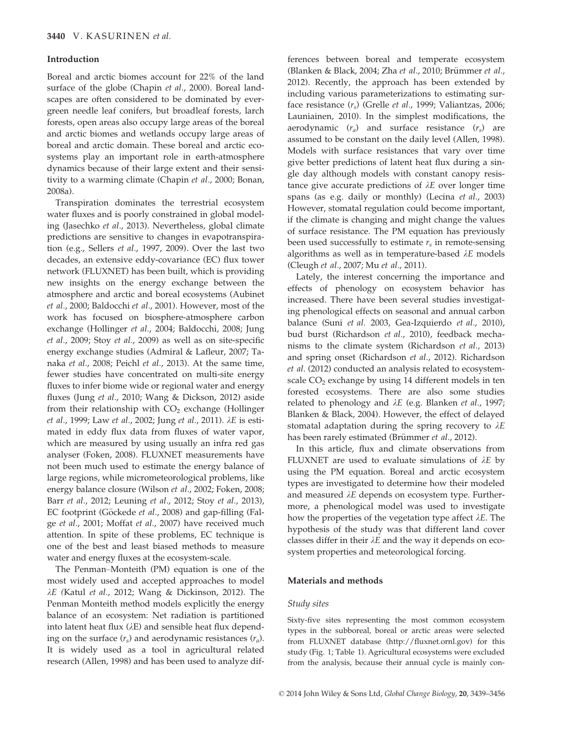## Introduction

Boreal and arctic biomes account for 22% of the land surface of the globe (Chapin *et al*., 2000). Boreal landscapes are often considered to be dominated by evergreen needle leaf conifers, but broadleaf forests, larch forests, open areas also occupy large areas of the boreal and arctic biomes and wetlands occupy large areas of boreal and arctic domain. These boreal and arctic ecosystems play an important role in earth-atmosphere dynamics because of their large extent and their sensitivity to a warming climate (Chapin *et al*., 2000; Bonan, 2008a).

Transpiration dominates the terrestrial ecosystem water fluxes and is poorly constrained in global modeling (Jasechko *et al*., 2013). Nevertheless, global climate predictions are sensitive to changes in evapotranspiration (e.g., Sellers *et al*., 1997, 2009). Over the last two decades, an extensive eddy-covariance (EC) flux tower network (FLUXNET) has been built, which is providing new insights on the energy exchange between the atmosphere and arctic and boreal ecosystems (Aubinet *et al*., 2000; Baldocchi *et al*., 2001). However, most of the work has focused on biosphere-atmosphere carbon exchange (Hollinger *et al*., 2004; Baldocchi, 2008; Jung *et al*., 2009; Stoy *et al*., 2009) as well as on site-specific energy exchange studies (Admiral & Lafleur, 2007; Tanaka *et al*., 2008; Peichl *et al*., 2013). At the same time, fewer studies have concentrated on multi-site energy fluxes to infer biome wide or regional water and energy fluxes (Jung *et al*., 2010; Wang & Dickson, 2012) aside from their relationship with $CO_2$ exchange (Hollinger *et al*., 1999; Law *et al*., 2002; Jung *et al*., 2011). $\lambda E$ is estimated in eddy flux data from fluxes of water vapor, which are measured by using usually an infra red gas analyser (Foken, 2008). FLUXNET measurements have not been much used to estimate the energy balance of large regions, while micrometeorological problems, like energy balance closure (Wilson *et al*., 2002; Foken, 2008; Barr *et al*., 2012; Leuning *et al*., 2012; Stoy *et al*., 2013), EC footprint (Göckede *et al*., 2008) and gap-filling (Falge *et al*., 2001; Moffat *et al*., 2007) have received much attention. In spite of these problems, EC technique is one of the best and least biased methods to measure water and energy fluxes at the ecosystem-scale.

The Penman–Monteith (PM) equation is one of the most widely used and accepted approaches to model $\lambda E$ (Katul *et al*., 2012; Wang & Dickinson, 2012). The Penman Monteith method models explicitly the energy balance of an ecosystem: Net radiation is partitioned into latent heat flux ($\lambda$E) and sensible heat flux depending on the surface ($r_s$) and aerodynamic resistances ($r_a$). It is widely used as a tool in agricultural related research (Allen, 1998) and has been used to analyze differences between boreal and temperate ecosystem (Blanken & Black, 2004; Zha *et al*., 2010; Brümmer *et al*., 2012). Recently, the approach has been extended by including various parameterizations to estimating surface resistance ($r_s$) (Grelle *et al*., 1999; Valiantzas, 2006; Launiainen, 2010). In the simplest modifications, the aerodynamic ($r_a$) and surface resistance ($r_s$) are assumed to be constant on the daily level (Allen, 1998). Models with surface resistances that vary over time give better predictions of latent heat flux during a single day although models with constant canopy resistance give accurate predictions of $\lambda E$ over longer time spans (as e.g. daily or monthly) (Lecina *et al*., 2003) However, stomatal regulation could become important, if the climate is changing and might change the values of surface resistance. The PM equation has previously been used successfully to estimate $r_s$ in remote-sensing algorithms as well as in temperature-based $\lambda E$ models (Cleugh *et al*., 2007; Mu *et al*., 2011).

Lately, the interest concerning the importance and effects of phenology on ecosystem behavior has increased. There have been several studies investigating phenological effects on seasonal and annual carbon balance (Suni *et al*. 2003, Gea-Izquierdo *et al*., 2010), bud burst (Richardson *et al*., 2010), feedback mechanisms to the climate system (Richardson *et al*., 2013) and spring onset (Richardson *et al*., 2012). Richardson *et al*. (2012) conducted an analysis related to ecosystem-scale $CO_2$ exchange by using 14 different models in ten forested ecosystems. There are also some studies related to phenology and $\lambda E$ (e.g. Blanken *et al*., 1997; Blanken & Black, 2004). However, the effect of delayed stomatal adaptation during the spring recovery to $\lambda E$ has been rarely estimated (Brümmer *et al*., 2012).

In this article, flux and climate observations from FLUXNET are used to evaluate simulations of $\lambda E$ by using the PM equation. Boreal and arctic ecosystem types are investigated to determine how their modeled and measured $\lambda E$ depends on ecosystem type. Furthermore, a phenological model was used to investigate how the properties of the vegetation type affect $\lambda E$. The hypothesis of the study was that different land cover classes differ in their $\lambda E$ and the way it depends on ecosystem properties and meteorological forcing.

## Materials and methods

### *Study sites*

Sixty-five sites representing the most common ecosystem types in the subboreal, boreal or arctic areas were selected from FLUXNET database (http://fluxnet.ornl.gov) for this study (Fig. 1; Table 1). Agricultural ecosystems were excluded from the analysis, because their annual cycle is mainly con-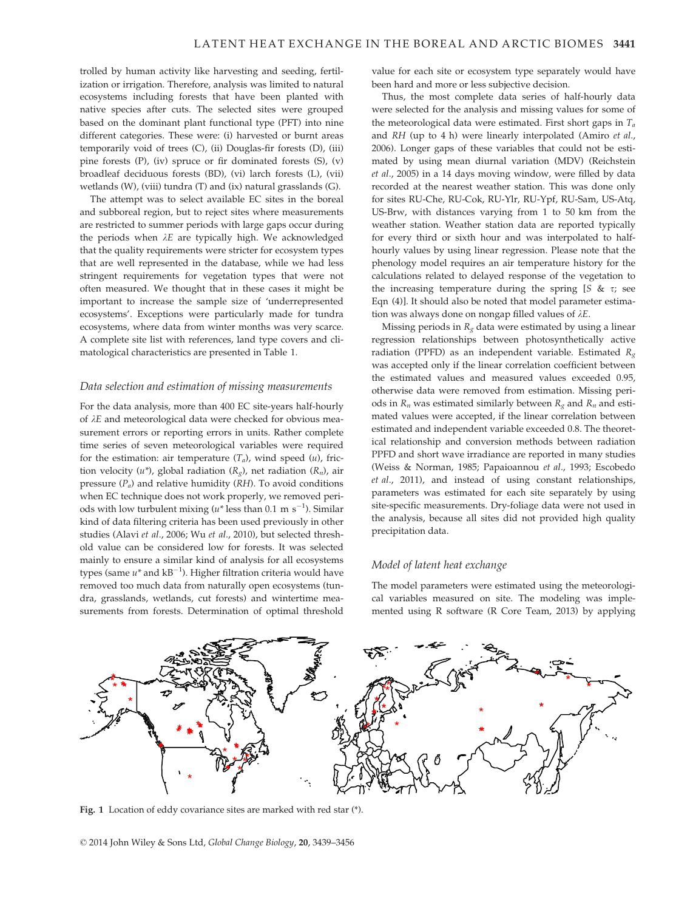trolled by human activity like harvesting and seeding, fertilization or irrigation. Therefore, analysis was limited to natural ecosystems including forests that have been planted with native species after cuts. The selected sites were grouped based on the dominant plant functional type (PFT) into nine different categories. These were: (i) harvested or burnt areas temporarily void of trees (C), (ii) Douglas-fir forests (D), (iii) pine forests (P), (iv) spruce or fir dominated forests (S), (v) broadleaf deciduous forests (BD), (vi) larch forests (L), (vii) wetlands (W), (viii) tundra (T) and (ix) natural grasslands (G).

The attempt was to select available EC sites in the boreal and subboreal region, but to reject sites where measurements are restricted to summer periods with large gaps occur during the periods when $\lambda E$ are typically high. We acknowledged that the quality requirements were stricter for ecosystem types that are well represented in the database, while we had less stringent requirements for vegetation types that were not often measured. We thought that in these cases it might be important to increase the sample size of 'underrepresented ecosystems'. Exceptions were particularly made for tundra ecosystems, where data from winter months was very scarce. A complete site list with references, land type covers and climatological characteristics are presented in Table 1.

### Data selection and estimation of missing measurements

For the data analysis, more than 400 EC site-years half-hourly of $\lambda E$ and meteorological data were checked for obvious measurement errors or reporting errors in units. Rather complete time series of seven meteorological variables were required for the estimation: air temperature ($T_a$), wind speed ($u$), friction velocity ($u^*$), global radiation ($R_g$), net radiation ($R_n$), air pressure ($P_a$) and relative humidity ($RH$). To avoid conditions when EC technique does not work properly, we removed periods with low turbulent mixing ($u^*$ less than 0.1 m s$^{-1}$). Similar kind of data filtering criteria has been used previously in other studies (Alavi *et al.*, 2006; Wu *et al.*, 2010), but selected threshold value can be considered low for forests. It was selected mainly to ensure a similar kind of analysis for all ecosystems types (same $u^*$ and kB$^{-1}$). Higher filtration criteria would have removed too much data from naturally open ecosystems (tundra, grasslands, wetlands, cut forests) and wintertime measurements from forests. Determination of optimal threshold value for each site or ecosystem type separately would have been hard and more or less subjective decision.

Thus, the most complete data series of half-hourly data were selected for the analysis and missing values for some of the meteorological data were estimated. First short gaps in $T_a$ and $RH$ (up to 4 h) were linearly interpolated (Amiro *et al.*, 2006). Longer gaps of these variables that could not be estimated by using mean diurnal variation (MDV) (Reichstein *et al.*, 2005) in a 14 days moving window, were filled by data recorded at the nearest weather station. This was done only for sites RU-Che, RU-Cok, RU-Ylr, RU-Ypf, RU-Sam, US-Atq, US-Brw, with distances varying from 1 to 50 km from the weather station. Weather station data are reported typically for every third or sixth hour and was interpolated to half-hourly values by using linear regression. Please note that the phenology model requires an air temperature history for the calculations related to delayed response of the vegetation to the increasing temperature during the spring [$S$ & $\tau$; see Eqn (4)]. It should also be noted that model parameter estimation was always done on nongap filled values of $\lambda E$.

Missing periods in $R_g$ data were estimated by using a linear regression relationships between photosynthetically active radiation (PPFD) as an independent variable. Estimated $R_g$ was accepted only if the linear correlation coefficient between the estimated values and measured values exceeded 0.95, otherwise data were removed from estimation. Missing periods in $R_n$ was estimated similarly between $R_g$ and $R_n$ and estimated values were accepted, if the linear correlation between estimated and independent variable exceeded 0.8. The theoretical relationship and conversion methods between radiation PPFD and short wave irradiance are reported in many studies (Weiss & Norman, 1985; Papaioannou *et al.*, 1993; Escobedo *et al.*, 2011), and instead of using constant relationships, parameters was estimated for each site separately by using site-specific measurements. Dry-foliage data were not used in the analysis, because all sites did not provided high quality precipitation data.

### Model of latent heat exchange

The model parameters were estimated using the meteorological variables measured on site. The modeling was implemented using R software (R Core Team, 2013) by applying

**Fig. 1** Location of eddy covariance sites are marked with red star (*).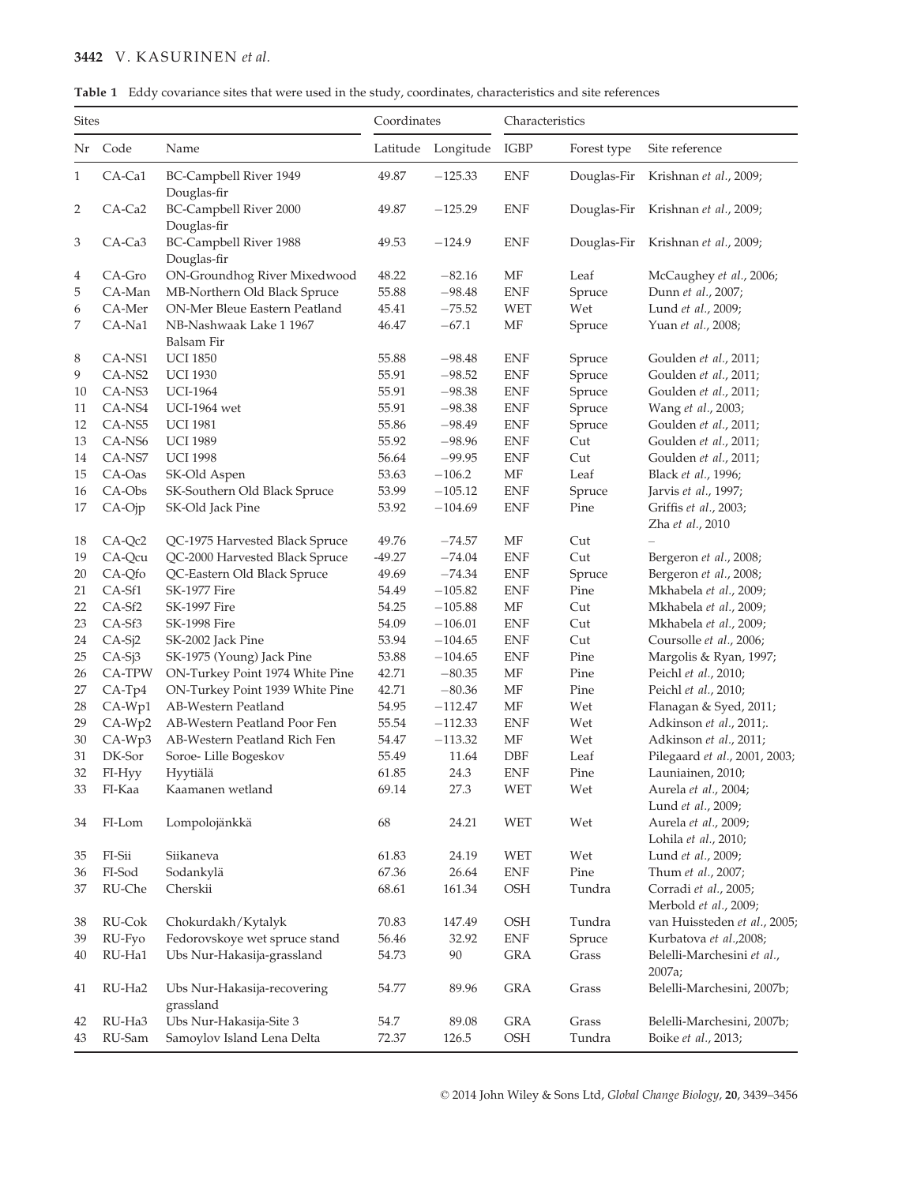**Table 1** Eddy covariance sites that were used in the study, coordinates, characteristics and site references

| Sites | | | Coordinates | | Characteristics | | |
|---|---|---|---|---|---|---|---|
| Nr | Code | Name | Latitude | Longitude | IGBP | Forest type | Site reference |
| 1 | CA-Ca1 | BC-Campbell River 1949 Douglas-fir | 49.87 | −125.33 | ENF | Douglas-Fir | Krishnan *et al.*, 2009; |
| 2 | CA-Ca2 | BC-Campbell River 2000 Douglas-fir | 49.87 | −125.29 | ENF | Douglas-Fir | Krishnan *et al.*, 2009; |
| 3 | CA-Ca3 | BC-Campbell River 1988 Douglas-fir | 49.53 | −124.9 | ENF | Douglas-Fir | Krishnan *et al.*, 2009; |
| 4 | CA-Gro | ON-Groundhog River Mixedwood | 48.22 | −82.16 | MF | Leaf | McCaughey *et al.*, 2006; |
| 5 | CA-Man | MB-Northern Old Black Spruce | 55.88 | −98.48 | ENF | Spruce | Dunn *et al.*, 2007; |
| 6 | CA-Mer | ON-Mer Bleue Eastern Peatland | 45.41 | −75.52 | WET | Wet | Lund *et al.*, 2009; |
| 7 | CA-Na1 | NB-Nashwaak Lake 1 1967 Balsam Fir | 46.47 | −67.1 | MF | Spruce | Yuan *et al.*, 2008; |
| 8 | CA-NS1 | UCI 1850 | 55.88 | −98.48 | ENF | Spruce | Goulden *et al.*, 2011; |
| 9 | CA-NS2 | UCI 1930 | 55.91 | −98.52 | ENF | Spruce | Goulden *et al.*, 2011; |
| 10 | CA-NS3 | UCI-1964 | 55.91 | −98.38 | ENF | Spruce | Goulden *et al.*, 2011; |
| 11 | CA-NS4 | UCI-1964 wet | 55.91 | −98.38 | ENF | Spruce | Wang *et al.*, 2003; |
| 12 | CA-NS5 | UCI 1981 | 55.86 | −98.49 | ENF | Spruce | Goulden *et al.*, 2011; |
| 13 | CA-NS6 | UCI 1989 | 55.92 | −98.96 | ENF | Cut | Goulden *et al.*, 2011; |
| 14 | CA-NS7 | UCI 1998 | 56.64 | −99.95 | ENF | Cut | Goulden *et al.*, 2011; |
| 15 | CA-Oas | SK-Old Aspen | 53.63 | −106.2 | MF | Leaf | Black *et al.*, 1996; |
| 16 | CA-Obs | SK-Southern Old Black Spruce | 53.99 | −105.12 | ENF | Spruce | Jarvis *et al.*, 1997; |
| 17 | CA-Ojp | SK-Old Jack Pine | 53.92 | −104.69 | ENF | Pine | Griffis *et al.*, 2003; Zha *et al.*, 2010 |
| 18 | CA-Qc2 | QC-1975 Harvested Black Spruce | 49.76 | −74.57 | MF | Cut | – |
| 19 | CA-Qcu | QC-2000 Harvested Black Spruce | -49.27 | −74.04 | ENF | Cut | Bergeron *et al.*, 2008; |
| 20 | CA-Qfo | QC-Eastern Old Black Spruce | 49.69 | −74.34 | ENF | Spruce | Bergeron *et al.*, 2008; |
| 21 | CA-Sf1 | SK-1977 Fire | 54.49 | −105.82 | ENF | Pine | Mkhabela *et al.*, 2009; |
| 22 | CA-Sf2 | SK-1997 Fire | 54.25 | −105.88 | MF | Cut | Mkhabela *et al.*, 2009; |
| 23 | CA-Sf3 | SK-1998 Fire | 54.09 | −106.01 | ENF | Cut | Mkhabela *et al.*, 2009; |
| 24 | CA-Sj2 | SK-2002 Jack Pine | 53.94 | −104.65 | ENF | Cut | Coursolle *et al.*, 2006; |
| 25 | CA-Sj3 | SK-1975 (Young) Jack Pine | 53.88 | −104.65 | ENF | Pine | Margolis & Ryan, 1997; |
| 26 | CA-TPW | ON-Turkey Point 1974 White Pine | 42.71 | −80.35 | MF | Pine | Peichl *et al.*, 2010; |
| 27 | CA-Tp4 | ON-Turkey Point 1939 White Pine | 42.71 | −80.36 | MF | Pine | Peichl *et al.*, 2010; |
| 28 | CA-Wp1 | AB-Western Peatland | 54.95 | −112.47 | MF | Wet | Flanagan & Syed, 2011; |
| 29 | CA-Wp2 | AB-Western Peatland Poor Fen | 55.54 | −112.33 | ENF | Wet | Adkinson *et al.*, 2011;. |
| 30 | CA-Wp3 | AB-Western Peatland Rich Fen | 54.47 | −113.32 | MF | Wet | Adkinson *et al.*, 2011; |
| 31 | DK-Sor | Soroe- Lille Bogeskov | 55.49 | 11.64 | DBF | Leaf | Pilegaard *et al.*, 2001, 2003; |
| 32 | FI-Hyy | Hyytiälä | 61.85 | 24.3 | ENF | Pine | Launiainen, 2010; |
| 33 | FI-Kaa | Kaamanen wetland | 69.14 | 27.3 | WET | Wet | Aurela *et al.*, 2004; Lund *et al.*, 2009; |
| 34 | FI-Lom | Lompolojänkkä | 68 | 24.21 | WET | Wet | Aurela *et al.*, 2009; Lohila *et al.*, 2010; |
| 35 | FI-Sii | Siikaneva | 61.83 | 24.19 | WET | Wet | Lund *et al.*, 2009; |
| 36 | FI-Sod | Sodankylä | 67.36 | 26.64 | ENF | Pine | Thum *et al.*, 2007; |
| 37 | RU-Che | Cherskii | 68.61 | 161.34 | OSH | Tundra | Corradi *et al.*, 2005; Merbold *et al.*, 2009; |
| 38 | RU-Cok | Chokurdakh/Kytalyk | 70.83 | 147.49 | OSH | Tundra | van Huissteden *et al.*, 2005; |
| 39 | RU-Fyo | Fedorovskoye wet spruce stand | 56.46 | 32.92 | ENF | Spruce | Kurbatova *et al.*,2008; |
| 40 | RU-Ha1 | Ubs Nur-Hakasija-grassland | 54.73 | 90 | GRA | Grass | Belelli-Marchesini *et al.*, 2007a; |
| 41 | RU-Ha2 | Ubs Nur-Hakasija-recovering grassland | 54.77 | 89.96 | GRA | Grass | Belelli-Marchesini, 2007b; |
| 42 | RU-Ha3 | Ubs Nur-Hakasija-Site 3 | 54.7 | 89.08 | GRA | Grass | Belelli-Marchesini, 2007b; |
| 43 | RU-Sam | Samoylov Island Lena Delta | 72.37 | 126.5 | OSH | Tundra | Boike *et al.*, 2013; |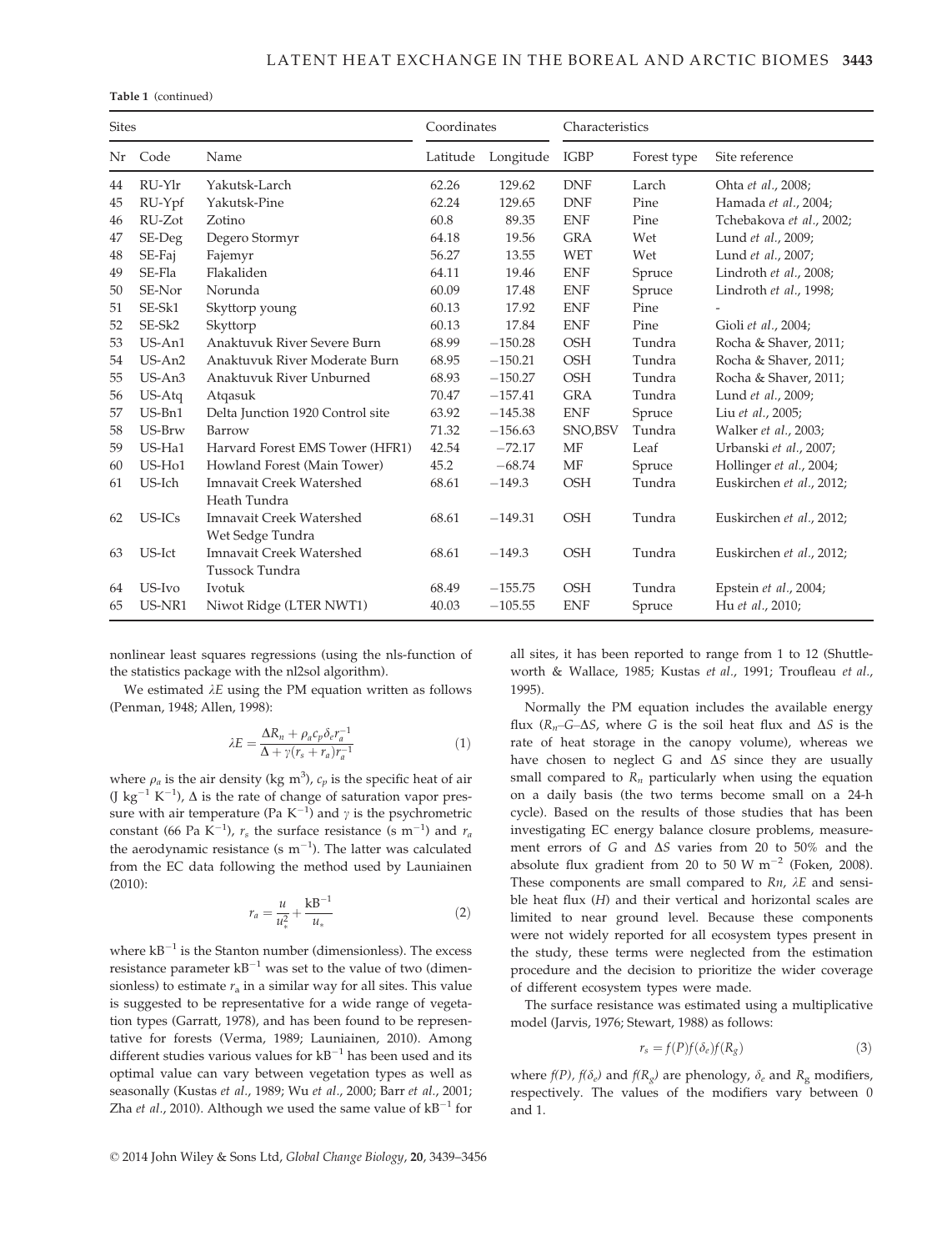**Table 1** (continued)

| Sites | | | Coordinates | | Characteristics | | |
|---|---|---|---|---|---|---|---|
| Nr | Code | Name | Latitude | Longitude | IGBP | Forest type | Site reference |
| 44 | RU-Ylr | Yakutsk-Larch | 62.26 | 129.62 | DNF | Larch | Ohta *et al.*, 2008; |
| 45 | RU-Ypf | Yakutsk-Pine | 62.24 | 129.65 | DNF | Pine | Hamada *et al.*, 2004; |
| 46 | RU-Zot | Zotino | 60.8 | 89.35 | ENF | Pine | Tchebakova *et al.*, 2002; |
| 47 | SE-Deg | Degero Stormyr | 64.18 | 19.56 | GRA | Wet | Lund *et al.*, 2009; |
| 48 | SE-Faj | Fajemyr | 56.27 | 13.55 | WET | Wet | Lund *et al.*, 2007; |
| 49 | SE-Fla | Flakaliden | 64.11 | 19.46 | ENF | Spruce | Lindroth *et al.*, 2008; |
| 50 | SE-Nor | Norunda | 60.09 | 17.48 | ENF | Spruce | Lindroth *et al.*, 1998; |
| 51 | SE-Sk1 | Skyttorp young | 60.13 | 17.92 | ENF | Pine | - |
| 52 | SE-Sk2 | Skyttorp | 60.13 | 17.84 | ENF | Pine | Gioli *et al.*, 2004; |
| 53 | US-An1 | Anaktuvuk River Severe Burn | 68.99 | −150.28 | OSH | Tundra | Rocha & Shaver, 2011; |
| 54 | US-An2 | Anaktuvuk River Moderate Burn | 68.95 | −150.21 | OSH | Tundra | Rocha & Shaver, 2011; |
| 55 | US-An3 | Anaktuvuk River Unburned | 68.93 | −150.27 | OSH | Tundra | Rocha & Shaver, 2011; |
| 56 | US-Atq | Atqasuk | 70.47 | −157.41 | GRA | Tundra | Lund *et al.*, 2009; |
| 57 | US-Bn1 | Delta Junction 1920 Control site | 63.92 | −145.38 | ENF | Spruce | Liu *et al.*, 2005; |
| 58 | US-Brw | Barrow | 71.32 | −156.63 | SNO,BSV | Tundra | Walker *et al.*, 2003; |
| 59 | US-Ha1 | Harvard Forest EMS Tower (HFR1) | 42.54 | −72.17 | MF | Leaf | Urbanski *et al.*, 2007; |
| 60 | US-Ho1 | Howland Forest (Main Tower) | 45.2 | −68.74 | MF | Spruce | Hollinger *et al.*, 2004; |
| 61 | US-Ich | Imnavait Creek Watershed Heath Tundra | 68.61 | −149.3 | OSH | Tundra | Euskirchen *et al.*, 2012; |
| 62 | US-ICs | Imnavait Creek Watershed Wet Sedge Tundra | 68.61 | −149.31 | OSH | Tundra | Euskirchen *et al.*, 2012; |
| 63 | US-Ict | Imnavait Creek Watershed Tussock Tundra | 68.61 | −149.3 | OSH | Tundra | Euskirchen *et al.*, 2012; |
| 64 | US-Ivo | Ivotuk | 68.49 | −155.75 | OSH | Tundra | Epstein *et al.*, 2004; |
| 65 | US-NR1 | Niwot Ridge (LTER NWT1) | 40.03 | −105.55 | ENF | Spruce | Hu *et al.*, 2010; |

nonlinear least squares regressions (using the nls-function of the statistics package with the nl2sol algorithm).

We estimated $\lambda E$ using the PM equation written as follows (Penman, 1948; Allen, 1998):

$$\lambda E = \frac{\Delta R_n + \rho_a c_p \delta_e r_a^{-1}}{\Delta + \gamma (r_s + r_a) r_a^{-1}} \tag{1}$$

where $\rho_a$ is the air density (kg m$^3$), $c_p$ is the specific heat of air (J kg$^{-1}$ K$^{-1}$), $\Delta$ is the rate of change of saturation vapor pressure with air temperature (Pa K$^{-1}$) and $\gamma$ is the psychrometric constant (66 Pa K$^{-1}$), $r_s$ the surface resistance (s m$^{-1}$) and $r_a$ the aerodynamic resistance (s m$^{-1}$). The latter was calculated from the EC data following the method used by Launiainen (2010):

$$r_a = \frac{u}{u_*^2} + \frac{\mathrm{kB}^{-1}}{u_*} \tag{2}$$

where kB$^{-1}$ is the Stanton number (dimensionless). The excess resistance parameter kB$^{-1}$ was set to the value of two (dimensionless) to estimate $r_a$ in a similar way for all sites. This value is suggested to be representative for a wide range of vegetation types (Garratt, 1978), and has been found to be representative for forests (Verma, 1989; Launiainen, 2010). Among different studies various values for kB$^{-1}$ has been used and its optimal value can vary between vegetation types as well as seasonally (Kustas *et al.*, 1989; Wu *et al.*, 2000; Barr *et al.*, 2001; Zha *et al.*, 2010). Although we used the same value of kB$^{-1}$ for all sites, it has been reported to range from 1 to 12 (Shuttleworth & Wallace, 1985; Kustas *et al.*, 1991; Troufleau *et al.*, 1995).

Normally the PM equation includes the available energy flux ($R_n$–$G$–$\Delta S$, where $G$ is the soil heat flux and $\Delta S$ is the rate of heat storage in the canopy volume), whereas we have chosen to neglect G and $\Delta S$ since they are usually small compared to $R_n$ particularly when using the equation on a daily basis (the two terms become small on a 24-h cycle). Based on the results of those studies that has been investigating EC energy balance closure problems, measurement errors of $G$ and $\Delta S$ varies from 20 to 50% and the absolute flux gradient from 20 to 50 W m$^{-2}$ (Foken, 2008). These components are small compared to $Rn$, $\lambda E$ and sensible heat flux ($H$) and their vertical and horizontal scales are limited to near ground level. Because these components were not widely reported for all ecosystem types present in the study, these terms were neglected from the estimation procedure and the decision to prioritize the wider coverage of different ecosystem types were made.

The surface resistance was estimated using a multiplicative model (Jarvis, 1976; Stewart, 1988) as follows:

$$r_s = f(P) f(\delta_e) f(R_g) \tag{3}$$

where $f(P)$, $f(\delta_e)$ and $f(R_g)$ are phenology, $\delta_e$ and $R_g$ modifiers, respectively. The values of the modifiers vary between 0 and 1.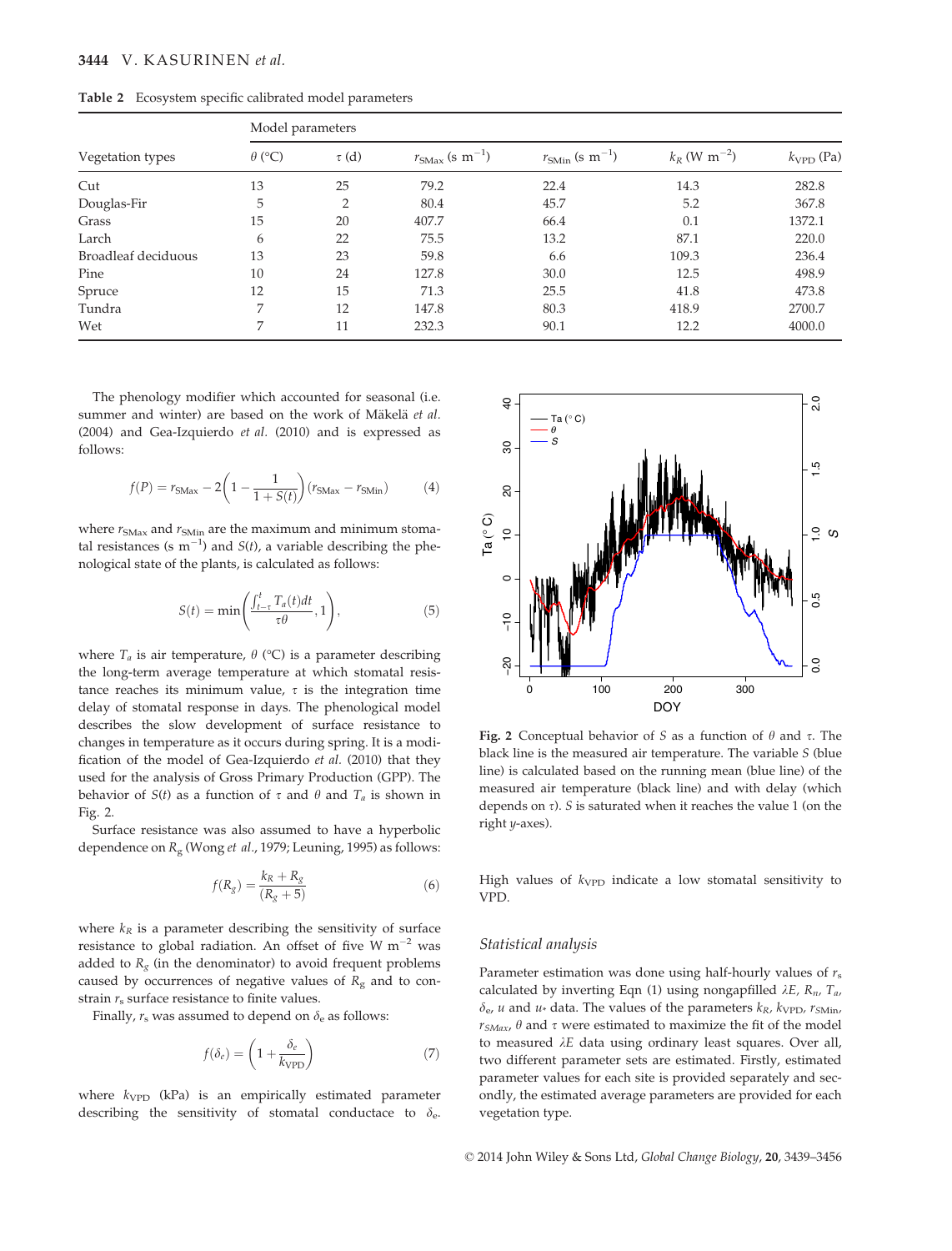**Table 2** Ecosystem specific calibrated model parameters

| Vegetation types | Model parameters | | | | | |
|---|---|---|---|---|---|---|
| | $\theta$ (°C) | $\tau$ (d) | $r_{SMax}$ (s m$^{-1}$) | $r_{SMin}$ (s m$^{-1}$) | $k_R$ (W m$^{-2}$) | $k_{VPD}$ (Pa) |
| Cut | 13 | 25 | 79.2 | 22.4 | 14.3 | 282.8 |
| Douglas-Fir | 5 | 2 | 80.4 | 45.7 | 5.2 | 367.8 |
| Grass | 15 | 20 | 407.7 | 66.4 | 0.1 | 1372.1 |
| Larch | 6 | 22 | 75.5 | 13.2 | 87.1 | 220.0 |
| Broadleaf deciduous | 13 | 23 | 59.8 | 6.6 | 109.3 | 236.4 |
| Pine | 10 | 24 | 127.8 | 30.0 | 12.5 | 498.9 |
| Spruce | 12 | 15 | 71.3 | 25.5 | 41.8 | 473.8 |
| Tundra | 7 | 12 | 147.8 | 80.3 | 418.9 | 2700.7 |
| Wet | 7 | 11 | 232.3 | 90.1 | 12.2 | 4000.0 |

The phenology modifier which accounted for seasonal (i.e. summer and winter) are based on the work of Mäkelä *et al.* (2004) and Gea-Izquierdo *et al.* (2010) and is expressed as follows:

$$f(P) = r_{SMax} - 2\left(1 - \frac{1}{1 + S(t)}\right)(r_{SMax} - r_{SMin}) \quad (4)$$

where $r_{SMax}$ and $r_{SMin}$ are the maximum and minimum stomatal resistances (s m$^{-1}$) and $S(t)$, a variable describing the phenological state of the plants, is calculated as follows:

$$S(t) = \min\left(\frac{\int_{t-\tau}^{t} T_a(t)dt}{\tau\theta}, 1\right), \quad (5)$$

where $T_a$ is air temperature, $\theta$ (°C) is a parameter describing the long-term average temperature at which stomatal resistance reaches its minimum value, $\tau$ is the integration time delay of stomatal response in days. The phenological model describes the slow development of surface resistance to changes in temperature as it occurs during spring. It is a modification of the model of Gea-Izquierdo *et al.* (2010) that they used for the analysis of Gross Primary Production (GPP). The behavior of $S(t)$ as a function of $\tau$ and $\theta$ and $T_a$ is shown in Fig. 2.

Surface resistance was also assumed to have a hyperbolic dependence on $R_g$ (Wong *et al.*, 1979; Leuning, 1995) as follows:

$$f(R_g) = \frac{k_R + R_g}{(R_g + 5)} \quad (6)$$

where $k_R$ is a parameter describing the sensitivity of surface resistance to global radiation. An offset of five W m$^{-2}$ was added to $R_g$ (in the denominator) to avoid frequent problems caused by occurrences of negative values of $R_g$ and to constrain $r_s$ surface resistance to finite values.

Finally, $r_s$ was assumed to depend on $\delta_e$ as follows:

$$f(\delta_e) = \left(1 + \frac{\delta_e}{k_{VPD}}\right) \quad (7)$$

where $k_{VPD}$ (kPa) is an empirically estimated parameter describing the sensitivity of stomatal conductance to $\delta_e$. High values of $k_{VPD}$ indicate a low stomatal sensitivity to VPD.

Ta (° C)
θ
S
Ta (° C)
S
DOY
-20 -10 0 10 20 30 40
0.0 0.5 1.0 1.5 2.0
0 100 200 300

**Fig. 2** Conceptual behavior of $S$ as a function of $\theta$ and $\tau$. The black line is the measured air temperature. The variable $S$ (blue line) is calculated based on the running mean (blue line) of the measured air temperature (black line) and with delay (which depends on $\tau$). $S$ is saturated when it reaches the value 1 (on the right *y*-axes).

### Statistical analysis

Parameter estimation was done using half-hourly values of $r_s$ calculated by inverting Eqn (1) using nongapfilled $\lambda E$, $R_n$, $T_a$, $\delta_e$, $u$ and $u_*$ data. The values of the parameters $k_R$, $k_{VPD}$, $r_{SMin}$, $r_{SMax}$, $\theta$ and $\tau$ were estimated to maximize the fit of the model to measured $\lambda E$ data using ordinary least squares. Over all, two different parameter sets are estimated. Firstly, estimated parameter values for each site is provided separately and secondly, the estimated average parameters are provided for each vegetation type.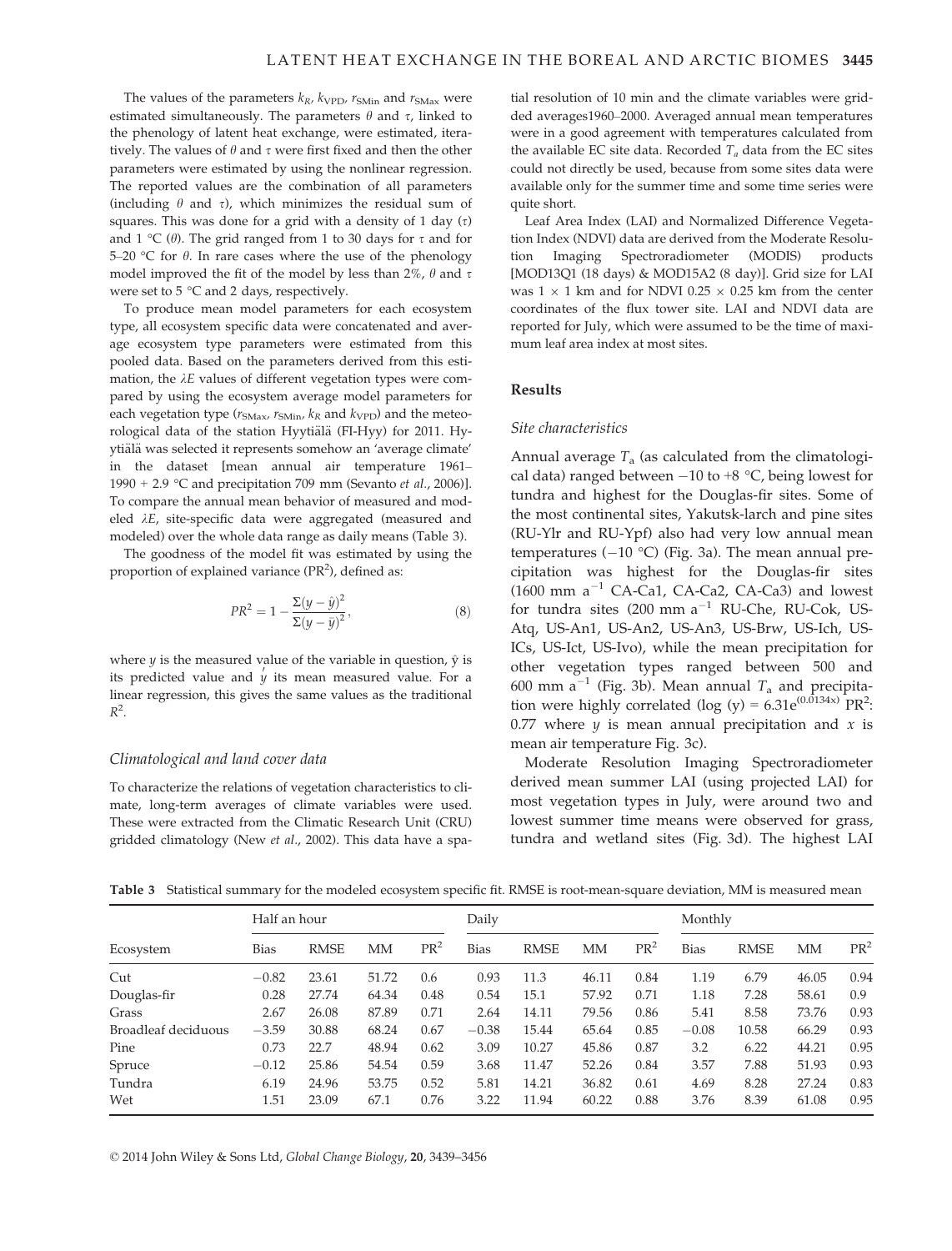The values of the parameters $k_R$, $k_{VPD}$, $r_{SMin}$ and $r_{SMax}$ were estimated simultaneously. The parameters $\theta$ and $\tau$, linked to the phenology of latent heat exchange, were estimated, iteratively. The values of $\theta$ and $\tau$ were first fixed and then the other parameters were estimated by using the nonlinear regression. The reported values are the combination of all parameters (including $\theta$ and $\tau$), which minimizes the residual sum of squares. This was done for a grid with a density of 1 day ($\tau$) and 1 °C ($\theta$). The grid ranged from 1 to 30 days for $\tau$ and for 5–20 °C for $\theta$. In rare cases where the use of the phenology model improved the fit of the model by less than 2%, $\theta$ and $\tau$ were set to 5 °C and 2 days, respectively.

To produce mean model parameters for each ecosystem type, all ecosystem specific data were concatenated and average ecosystem type parameters were estimated from this pooled data. Based on the parameters derived from this estimation, the $\lambda E$ values of different vegetation types were compared by using the ecosystem average model parameters for each vegetation type ($r_{SMax}$, $r_{SMin}$, $k_R$ and $k_{VPD}$) and the meteorological data of the station Hyytiälä (FI-Hyy) for 2011. Hyytiälä was selected it represents somehow an 'average climate' in the dataset [mean annual air temperature 1961–1990 + 2.9 °C and precipitation 709 mm (Sevanto *et al.*, 2006)]. To compare the annual mean behavior of measured and modeled $\lambda E$, site-specific data were aggregated (measured and modeled) over the whole data range as daily means (Table 3).

The goodness of the model fit was estimated by using the proportion of explained variance ($PR^2$), defined as:

$$PR^2 = 1 - \frac{\Sigma(y - \hat{y})^2}{\Sigma(y - \bar{y})^2}, \tag{8}$$

where $y$ is the measured value of the variable in question, $\hat{y}$ is its predicted value and $\bar{y}$ its mean measured value. For a linear regression, this gives the same values as the traditional $R^2$.

### Climatological and land cover data

To characterize the relations of vegetation characteristics to climate, long-term averages of climate variables were used. These were extracted from the Climatic Research Unit (CRU) gridded climatology (New *et al.*, 2002). This data have a spatial resolution of 10 min and the climate variables were gridded averages1960–2000. Averaged annual mean temperatures were in a good agreement with temperatures calculated from the available EC site data. Recorded $T_a$ data from the EC sites could not directly be used, because from some sites data were available only for the summer time and some time series were quite short.

Leaf Area Index (LAI) and Normalized Difference Vegetation Index (NDVI) data are derived from the Moderate Resolution Imaging Spectroradiometer (MODIS) products [MOD13Q1 (18 days) & MOD15A2 (8 day)]. Grid size for LAI was 1 × 1 km and for NDVI 0.25 × 0.25 km from the center coordinates of the flux tower site. LAI and NDVI data are reported for July, which were assumed to be the time of maximum leaf area index at most sites.

## Results

### Site characteristics

Annual average $T_a$ (as calculated from the climatological data) ranged between −10 to +8 °C, being lowest for tundra and highest for the Douglas-fir sites. Some of the most continental sites, Yakutsk-larch and pine sites (RU-Ylr and RU-Ypf) also had very low annual mean temperatures (−10 °C) (Fig. 3a). The mean annual precipitation was highest for the Douglas-fir sites (1600 mm $a^{-1}$ CA-Ca1, CA-Ca2, CA-Ca3) and lowest for tundra sites (200 mm $a^{-1}$ RU-Che, RU-Cok, US-Atq, US-An1, US-An2, US-An3, US-Brw, US-Ich, US-ICs, US-Ict, US-Ivo), while the mean precipitation for other vegetation types ranged between 500 and 600 mm $a^{-1}$ (Fig. 3b). Mean annual $T_a$ and precipitation were highly correlated (log (y) = $6.31e^{(0.0134x)}$ $PR^2$: 0.77 where $y$ is mean annual precipitation and $x$ is mean air temperature Fig. 3c).

Moderate Resolution Imaging Spectroradiometer derived mean summer LAI (using projected LAI) for most vegetation types in July, were around two and lowest summer time means were observed for grass, tundra and wetland sites (Fig. 3d). The highest LAI

**Table 3** Statistical summary for the modeled ecosystem specific fit. RMSE is root-mean-square deviation, MM is measured mean

| | Half an hour | | | | Daily | | | | Monthly | | | |
|---|---|---|---|---|---|---|---|---|---|---|---|---|
| Ecosystem | Bias | RMSE | MM | $PR^2$ | Bias | RMSE | MM | $PR^2$ | Bias | RMSE | MM | $PR^2$ |
| Cut | −0.82 | 23.61 | 51.72 | 0.6 | 0.93 | 11.3 | 46.11 | 0.84 | 1.19 | 6.79 | 46.05 | 0.94 |
| Douglas-fir | 0.28 | 27.74 | 64.34 | 0.48 | 0.54 | 15.1 | 57.92 | 0.71 | 1.18 | 7.28 | 58.61 | 0.9 |
| Grass | 2.67 | 26.08 | 87.89 | 0.71 | 2.64 | 14.11 | 79.56 | 0.86 | 5.41 | 8.58 | 73.76 | 0.93 |
| Broadleaf deciduous | −3.59 | 30.88 | 68.24 | 0.67 | −0.38 | 15.44 | 65.64 | 0.85 | −0.08 | 10.58 | 66.29 | 0.93 |
| Pine | 0.73 | 22.7 | 48.94 | 0.62 | 3.09 | 10.27 | 45.86 | 0.87 | 3.2 | 6.22 | 44.21 | 0.95 |
| Spruce | −0.12 | 25.86 | 54.54 | 0.59 | 3.68 | 11.47 | 52.26 | 0.84 | 3.57 | 7.88 | 51.93 | 0.93 |
| Tundra | 6.19 | 24.96 | 53.75 | 0.52 | 5.81 | 14.21 | 36.82 | 0.61 | 4.69 | 8.28 | 27.24 | 0.83 |
| Wet | 1.51 | 23.09 | 67.1 | 0.76 | 3.22 | 11.94 | 60.22 | 0.88 | 3.76 | 8.39 | 61.08 | 0.95 |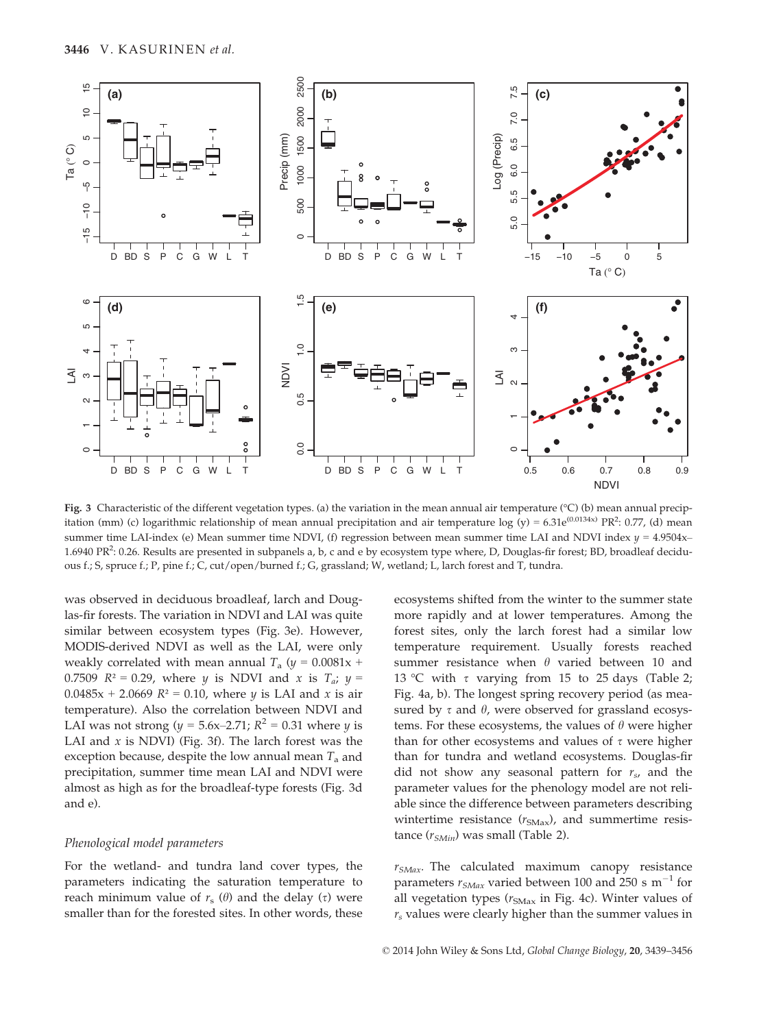(a)
Ta (° C)
15
10
5
0
−5
−10
−15
D BD S P C G W L T

(b)
Precip (mm)
2500
2000
1500
1000
500
0
D BD S P C G W L T

(c)
Log (Precip)
7.5
7.0
6.5
6.0
5.5
5.0
−15 −10 −5 0 5
Ta (° C)

(d)
LAI
6
5
4
3
2
1
0
D BD S P C G W L T

(e)
NDVI
1.5
1.0
0.5
0.0
D BD S P C G W L T

(f)
LAI
4
3
2
1
0
0.5 0.6 0.7 0.8 0.9
NDVI

**Fig. 3** Characteristic of the different vegetation types. (a) the variation in the mean annual air temperature (°C) (b) mean annual precipitation (mm) (c) logarithmic relationship of mean annual precipitation and air temperature log (y) = $6.31e^{(0.0134x)}$ $PR^2$: 0.77, (d) mean summer time LAI-index (e) Mean summer time NDVI, (f) regression between mean summer time LAI and NDVI index $y = 4.9504x–1.6940$ $PR^2$: 0.26. Results are presented in subpanels a, b, c and e by ecosystem type where, D, Douglas-fir forest; BD, broadleaf deciduous f.; S, spruce f.; P, pine f.; C, cut/open/burned f.; G, grassland; W, wetland; L, larch forest and T, tundra.

was observed in deciduous broadleaf, larch and Douglas-fir forests. The variation in NDVI and LAI was quite similar between ecosystem types (Fig. 3e). However, MODIS-derived NDVI as well as the LAI, were only weakly correlated with mean annual $T_a$ ($y = 0.0081x + 0.7509$ $R^2 = 0.29$, where $y$ is NDVI and $x$ is $T_a$; $y = 0.0485x + 2.0669$ $R^2 = 0.10$, where $y$ is LAI and $x$ is air temperature). Also the correlation between NDVI and LAI was not strong ($y = 5.6x–2.71$; $R^2 = 0.31$ where $y$ is LAI and $x$ is NDVI) (Fig. 3f). The larch forest was the exception because, despite the low annual mean $T_a$ and precipitation, summer time mean LAI and NDVI were almost as high as for the broadleaf-type forests (Fig. 3d and e).

*Phenological model parameters*

For the wetland- and tundra land cover types, the parameters indicating the saturation temperature to reach minimum value of $r_s$ ($\theta$) and the delay ($\tau$) were smaller than for the forested sites. In other words, these ecosystems shifted from the winter to the summer state more rapidly and at lower temperatures. Among the forest sites, only the larch forest had a similar low temperature requirement. Usually forests reached summer resistance when $\theta$ varied between 10 and 13 °C with $\tau$ varying from 15 to 25 days (Table 2; Fig. 4a, b). The longest spring recovery period (as measured by $\tau$ and $\theta$, were observed for grassland ecosystems. For these ecosystems, the values of $\theta$ were higher than for other ecosystems and values of $\tau$ were higher than for tundra and wetland ecosystems. Douglas-fir did not show any seasonal pattern for $r_s$, and the parameter values for the phenology model are not reliable since the difference between parameters describing wintertime resistance ($r_{SMax}$), and summertime resistance ($r_{SMin}$) was small (Table 2).

$r_{SMax}$. The calculated maximum canopy resistance parameters $r_{SMax}$ varied between 100 and 250 s $m^{-1}$ for all vegetation types ($r_{SMax}$ in Fig. 4c). Winter values of $r_s$ values were clearly higher than the summer values in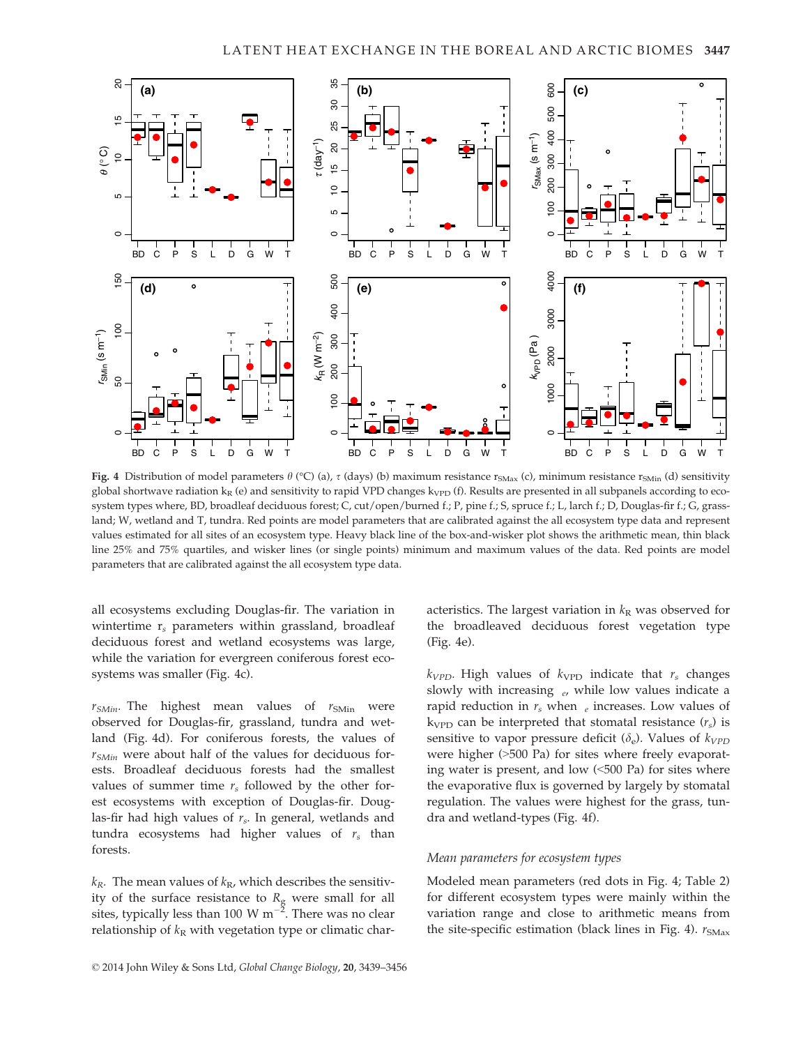(a)
θ (°C)
20
15
10
5
0
BD C P S L D G W T

(b)
τ (day⁻¹)
35
30
25
20
15
10
5
0
BD C P S L D G W T

(c)
$r_{SMax}$ (s m⁻¹)
600
500
400
300
200
100
0
BD C P S L D G W T

(d)
$r_{SMin}$ (s m⁻¹)
150
100
50
0
BD C P S L D G W T

(e)
$k_R$ (W m⁻²)
500
400
300
200
100
0
BD C P S L D G W T

(f)
$k_{VPD}$ (Pa)
4000
3000
2000
1000
0
BD C P S L D G W T

**Fig. 4** Distribution of model parameters $\theta$ (°C) (a), $\tau$ (days) (b) maximum resistance $r_{SMax}$ (c), minimum resistance $r_{SMin}$ (d) sensitivity global shortwave radiation $k_R$ (e) and sensitivity to rapid VPD changes $k_{VPD}$ (f). Results are presented in all subpanels according to ecosystem types where, BD, broadleaf deciduous forest; C, cut/open/burned f.; P, pine f.; S, spruce f.; L, larch f.; D, Douglas-fir f.; G, grassland; W, wetland and T, tundra. Red points are model parameters that are calibrated against the all ecosystem type data and represent values estimated for all sites of an ecosystem type. Heavy black line of the box-and-wisker plot shows the arithmetic mean, thin black line 25% and 75% quartiles, and wisker lines (or single points) minimum and maximum values of the data. Red points are model parameters that are calibrated against the all ecosystem type data.

all ecosystems excluding Douglas-fir. The variation in wintertime $r_s$ parameters within grassland, broadleaf deciduous forest and wetland ecosystems was large, while the variation for evergreen coniferous forest ecosystems was smaller (Fig. 4c).

*$r_{SMin}$*. The highest mean values of $r_{SMin}$ were observed for Douglas-fir, grassland, tundra and wetland (Fig. 4d). For coniferous forests, the values of $r_{SMin}$ were about half of the values for deciduous forests. Broadleaf deciduous forests had the smallest values of summer time $r_s$ followed by the other forest ecosystems with exception of Douglas-fir. Douglas-fir had high values of $r_s$. In general, wetlands and tundra ecosystems had higher values of $r_s$ than forests.

*$k_R$*. The mean values of $k_R$, which describes the sensitivity of the surface resistance to $R_g$ were small for all sites, typically less than 100 W m$^{-2}$. There was no clear relationship of $k_R$ with vegetation type or climatic characteristics. The largest variation in $k_R$ was observed for the broadleaved deciduous forest vegetation type (Fig. 4e).

*$k_{VPD}$*. High values of $k_{VPD}$ indicate that $r_s$ changes slowly with increasing $_e$, while low values indicate a rapid reduction in $r_s$ when $_e$ increases. Low values of $k_{VPD}$ can be interpreted that stomatal resistance ($r_s$) is sensitive to vapor pressure deficit ($\delta_e$). Values of $k_{VPD}$ were higher (>500 Pa) for sites where freely evaporating water is present, and low (<500 Pa) for sites where the evaporative flux is governed by largely by stomatal regulation. The values were highest for the grass, tundra and wetland-types (Fig. 4f).

### Mean parameters for ecosystem types

Modeled mean parameters (red dots in Fig. 4; Table 2) for different ecosystem types were mainly within the variation range and close to arithmetic means from the site-specific estimation (black lines in Fig. 4). $r_{SMax}$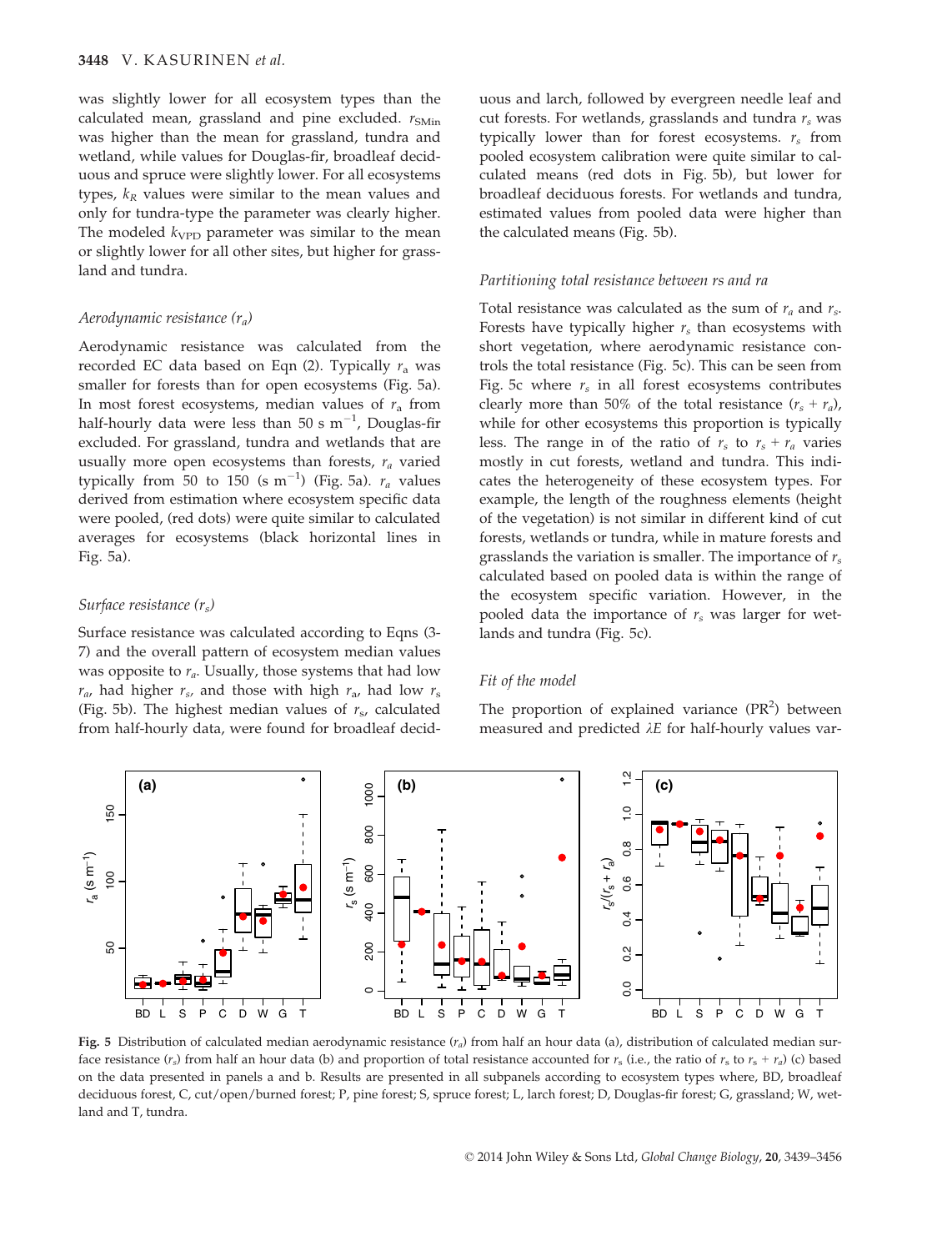was slightly lower for all ecosystem types than the calculated mean, grassland and pine excluded. $r_{SMin}$ was higher than the mean for grassland, tundra and wetland, while values for Douglas-fir, broadleaf deciduous and spruce were slightly lower. For all ecosystems types, $k_R$ values were similar to the mean values and only for tundra-type the parameter was clearly higher. The modeled $k_{VPD}$ parameter was similar to the mean or slightly lower for all other sites, but higher for grassland and tundra.

### *Aerodynamic resistance ($r_a$)*

Aerodynamic resistance was calculated from the recorded EC data based on Eqn (2). Typically $r_a$ was smaller for forests than for open ecosystems (Fig. 5a). In most forest ecosystems, median values of $r_a$ from half-hourly data were less than 50 s m$^{-1}$, Douglas-fir excluded. For grassland, tundra and wetlands that are usually more open ecosystems than forests, $r_a$ varied typically from 50 to 150 (s m$^{-1}$) (Fig. 5a). $r_a$ values derived from estimation where ecosystem specific data were pooled, (red dots) were quite similar to calculated averages for ecosystems (black horizontal lines in Fig. 5a).

### *Surface resistance ($r_s$)*

Surface resistance was calculated according to Eqns (3-7) and the overall pattern of ecosystem median values was opposite to $r_a$. Usually, those systems that had low $r_a$, had higher $r_s$, and those with high $r_a$, had low $r_s$ (Fig. 5b). The highest median values of $r_s$, calculated from half-hourly data, were found for broadleaf deciduous and larch, followed by evergreen needle leaf and cut forests. For wetlands, grasslands and tundra $r_s$ was typically lower than for forest ecosystems. $r_s$ from pooled ecosystem calibration were quite similar to calculated means (red dots in Fig. 5b), but lower for broadleaf deciduous forests. For wetlands and tundra, estimated values from pooled data were higher than the calculated means (Fig. 5b).

### *Partitioning total resistance between rs and ra*

Total resistance was calculated as the sum of $r_a$ and $r_s$. Forests have typically higher $r_s$ than ecosystems with short vegetation, where aerodynamic resistance controls the total resistance (Fig. 5c). This can be seen from Fig. 5c where $r_s$ in all forest ecosystems contributes clearly more than 50% of the total resistance ($r_s + r_a$), while for other ecosystems this proportion is typically less. The range in of the ratio of $r_s$ to $r_s + r_a$ varies mostly in cut forests, wetland and tundra. This indicates the heterogeneity of these ecosystem types. For example, the length of the roughness elements (height of the vegetation) is not similar in different kind of cut forests, wetlands or tundra, while in mature forests and grasslands the variation is smaller. The importance of $r_s$ calculated based on pooled data is within the range of the ecosystem specific variation. However, in the pooled data the importance of $r_s$ was larger for wetlands and tundra (Fig. 5c).

### *Fit of the model*

The proportion of explained variance (PR$^2$) between measured and predicted $\lambda E$ for half-hourly values var-

(a)
$r_a$ (s m$^{-1}$)
50
100
150
BD L S P C D W G T

(b)
$r_s$ (s m$^{-1}$)
0
200
400
600
800
1000
BD L S P C D W G T

(c)
$r_s/(r_s + r_a)$
0.0
0.2
0.4
0.6
0.8
1.0
1.2
BD L S P C D W G T

**Fig. 5** Distribution of calculated median aerodynamic resistance ($r_a$) from half an hour data (a), distribution of calculated median surface resistance ($r_s$) from half an hour data (b) and proportion of total resistance accounted for $r_s$ (i.e., the ratio of $r_s$ to $r_s + r_a$) (c) based on the data presented in panels a and b. Results are presented in all subpanels according to ecosystem types where, BD, broadleaf deciduous forest, C, cut/open/burned forest; P, pine forest; S, spruce forest; L, larch forest; D, Douglas-fir forest; G, grassland; W, wetland and T, tundra.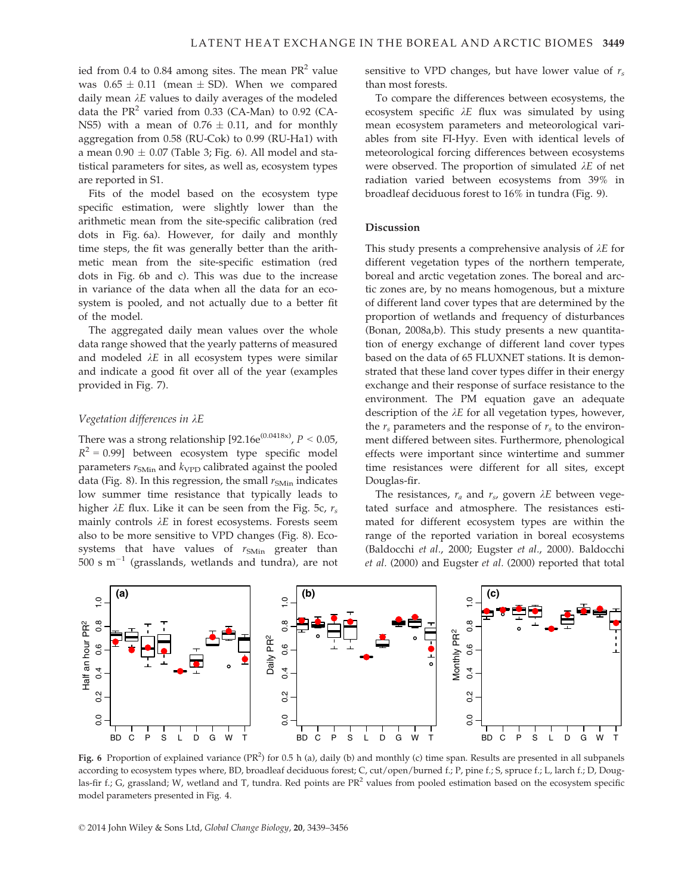ied from 0.4 to 0.84 among sites. The mean $PR^2$ value was $0.65 \pm 0.11$ (mean ± SD). When we compared daily mean $\lambda E$ values to daily averages of the modeled data the $PR^2$ varied from 0.33 (CA-Man) to 0.92 (CA-NS5) with a mean of $0.76 \pm 0.11$, and for monthly aggregation from 0.58 (RU-Cok) to 0.99 (RU-Ha1) with a mean $0.90 \pm 0.07$ (Table 3; Fig. 6). All model and statistical parameters for sites, as well as, ecosystem types are reported in S1.

Fits of the model based on the ecosystem type specific estimation, were slightly lower than the arithmetic mean from the site-specific calibration (red dots in Fig. 6a). However, for daily and monthly time steps, the fit was generally better than the arithmetic mean from the site-specific estimation (red dots in Fig. 6b and c). This was due to the increase in variance of the data when all the data for an ecosystem is pooled, and not actually due to a better fit of the model.

The aggregated daily mean values over the whole data range showed that the yearly patterns of measured and modeled $\lambda E$ in all ecosystem types were similar and indicate a good fit over all of the year (examples provided in Fig. 7).

### *Vegetation differences in $\lambda E$*

There was a strong relationship [$92.16e^{(0.0418x)}$, $P < 0.05$, $R^2 = 0.99$] between ecosystem type specific model parameters $r_{SMin}$ and $k_{VPD}$ calibrated against the pooled data (Fig. 8). In this regression, the small $r_{SMin}$ indicates low summer time resistance that typically leads to higher $\lambda E$ flux. Like it can be seen from the Fig. 5c, $r_s$ mainly controls $\lambda E$ in forest ecosystems. Forests seem also to be more sensitive to VPD changes (Fig. 8). Ecosystems that have values of $r_{SMin}$ greater than 500 s $m^{-1}$ (grasslands, wetlands and tundra), are not sensitive to VPD changes, but have lower value of $r_s$ than most forests.

To compare the differences between ecosystems, the ecosystem specific $\lambda E$ flux was simulated by using mean ecosystem parameters and meteorological variables from site FI-Hyy. Even with identical levels of meteorological forcing differences between ecosystems were observed. The proportion of simulated $\lambda E$ of net radiation varied between ecosystems from 39% in broadleaf deciduous forest to 16% in tundra (Fig. 9).

## Discussion

This study presents a comprehensive analysis of $\lambda E$ for different vegetation types of the northern temperate, boreal and arctic vegetation zones. The boreal and arctic zones are, by no means homogenous, but a mixture of different land cover types that are determined by the proportion of wetlands and frequency of disturbances (Bonan, 2008a,b). This study presents a new quantitation of energy exchange of different land cover types based on the data of 65 FLUXNET stations. It is demonstrated that these land cover types differ in their energy exchange and their response of surface resistance to the environment. The PM equation gave an adequate description of the $\lambda E$ for all vegetation types, however, the $r_s$ parameters and the response of $r_s$ to the environment differed between sites. Furthermore, phenological effects were important since wintertime and summer time resistances were different for all sites, except Douglas-fir.

The resistances, $r_a$ and $r_s$, govern $\lambda E$ between vegetated surface and atmosphere. The resistances estimated for different ecosystem types are within the range of the reported variation in boreal ecosystems (Baldocchi *et al.*, 2000; Eugster *et al.*, 2000). Baldocchi *et al.* (2000) and Eugster *et al.* (2000) reported that total

(a)
Half an hour $PR^2$
0.0 0.2 0.4 0.6 0.8 1.0
BD C P S L D G W T

(b)
Daily $PR^2$
0.0 0.2 0.4 0.6 0.8 1.0
BD C P S L D G W T

(c)
Monthly $PR^2$
0.0 0.2 0.4 0.6 0.8 1.0
BD C P S L D G W T

**Fig. 6** Proportion of explained variance ($PR^2$) for 0.5 h (a), daily (b) and monthly (c) time span. Results are presented in all subpanels according to ecosystem types where, BD, broadleaf deciduous forest; C, cut/open/burned f.; P, pine f.; S, spruce f.; L, larch f.; D, Douglas-fir f.; G, grassland; W, wetland and T, tundra. Red points are $PR^2$ values from pooled estimation based on the ecosystem specific model parameters presented in Fig. 4.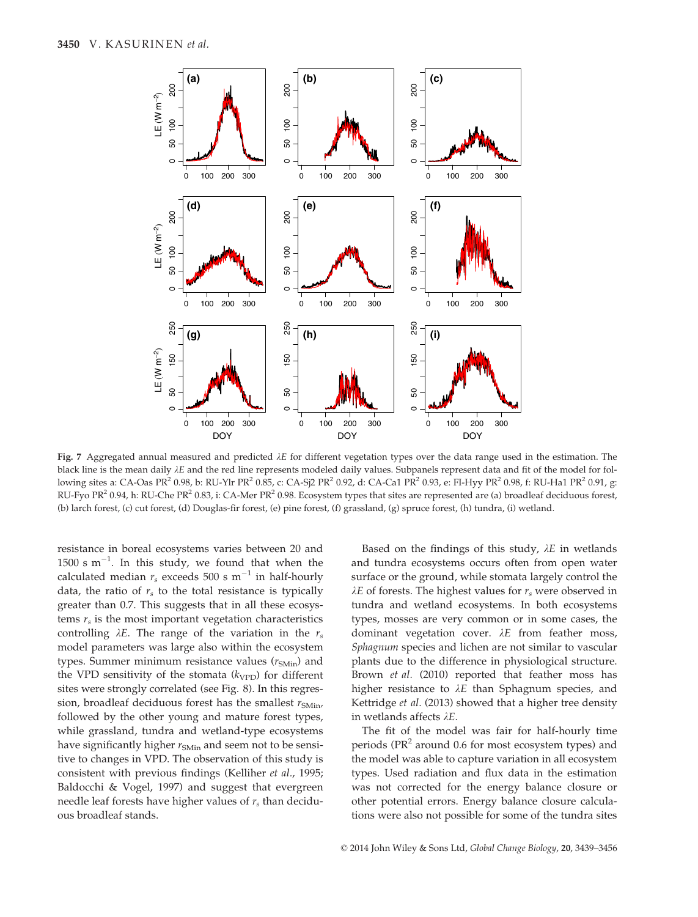(a)
LE (W m$^{-2}$)
200
100
50
0
0 100 200 300

(b)
200
100
50
0
0 100 200 300

(c)
200
100
50
0
0 100 200 300

(d)
LE (W m$^{-2}$)
200
100
50
0
0 100 200 300

(e)
200
100
50
0
0 100 200 300

(f)
200
100
50
0
0 100 200 300

(g)
LE (W m$^{-2}$)
250
150
50
0
0 100 200 300
DOY

(h)
250
150
50
0
0 100 200 300
DOY

(i)
250
150
50
0
0 100 200 300
DOY

**Fig. 7** Aggregated annual measured and predicted $\lambda E$ for different vegetation types over the data range used in the estimation. The black line is the mean daily $\lambda E$ and the red line represents modeled daily values. Subpanels represent data and fit of the model for following sites a: CA-Oas $PR^2$ 0.98, b: RU-Ylr $PR^2$ 0.85, c: CA-Sj2 $PR^2$ 0.92, d: CA-Ca1 $PR^2$ 0.93, e: FI-Hyy $PR^2$ 0.98, f: RU-Ha1 $PR^2$ 0.91, g: RU-Fyo $PR^2$ 0.94, h: RU-Che $PR^2$ 0.83, i: CA-Mer $PR^2$ 0.98. Ecosystem types that sites are represented are (a) broadleaf deciduous forest, (b) larch forest, (c) cut forest, (d) Douglas-fir forest, (e) pine forest, (f) grassland, (g) spruce forest, (h) tundra, (i) wetland.

resistance in boreal ecosystems varies between 20 and 1500 s m$^{-1}$. In this study, we found that when the calculated median $r_s$ exceeds 500 s m$^{-1}$ in half-hourly data, the ratio of $r_s$ to the total resistance is typically greater than 0.7. This suggests that in all these ecosystems $r_s$ is the most important vegetation characteristics controlling $\lambda E$. The range of the variation in the $r_s$ model parameters was large also within the ecosystem types. Summer minimum resistance values ($r_{SMin}$) and the VPD sensitivity of the stomata ($k_{VPD}$) for different sites were strongly correlated (see Fig. 8). In this regression, broadleaf deciduous forest has the smallest $r_{SMin}$, followed by the other young and mature forest types, while grassland, tundra and wetland-type ecosystems have significantly higher $r_{SMin}$ and seem not to be sensitive to changes in VPD. The observation of this study is consistent with previous findings (Kelliher *et al.*, 1995; Baldocchi & Vogel, 1997) and suggest that evergreen needle leaf forests have higher values of $r_s$ than deciduous broadleaf stands.

Based on the findings of this study, $\lambda E$ in wetlands and tundra ecosystems occurs often from open water surface or the ground, while stomata largely control the $\lambda E$ of forests. The highest values for $r_s$ were observed in tundra and wetland ecosystems. In both ecosystems types, mosses are very common or in some cases, the dominant vegetation cover. $\lambda E$ from feather moss, *Sphagnum* species and lichen are not similar to vascular plants due to the difference in physiological structure. Brown *et al.* (2010) reported that feather moss has higher resistance to $\lambda E$ than Sphagnum species, and Kettridge *et al.* (2013) showed that a higher tree density in wetlands affects $\lambda E$.

The fit of the model was fair for half-hourly time periods ($PR^2$ around 0.6 for most ecosystem types) and the model was able to capture variation in all ecosystem types. Used radiation and flux data in the estimation was not corrected for the energy balance closure or other potential errors. Energy balance closure calculations were also not possible for some of the tundra sites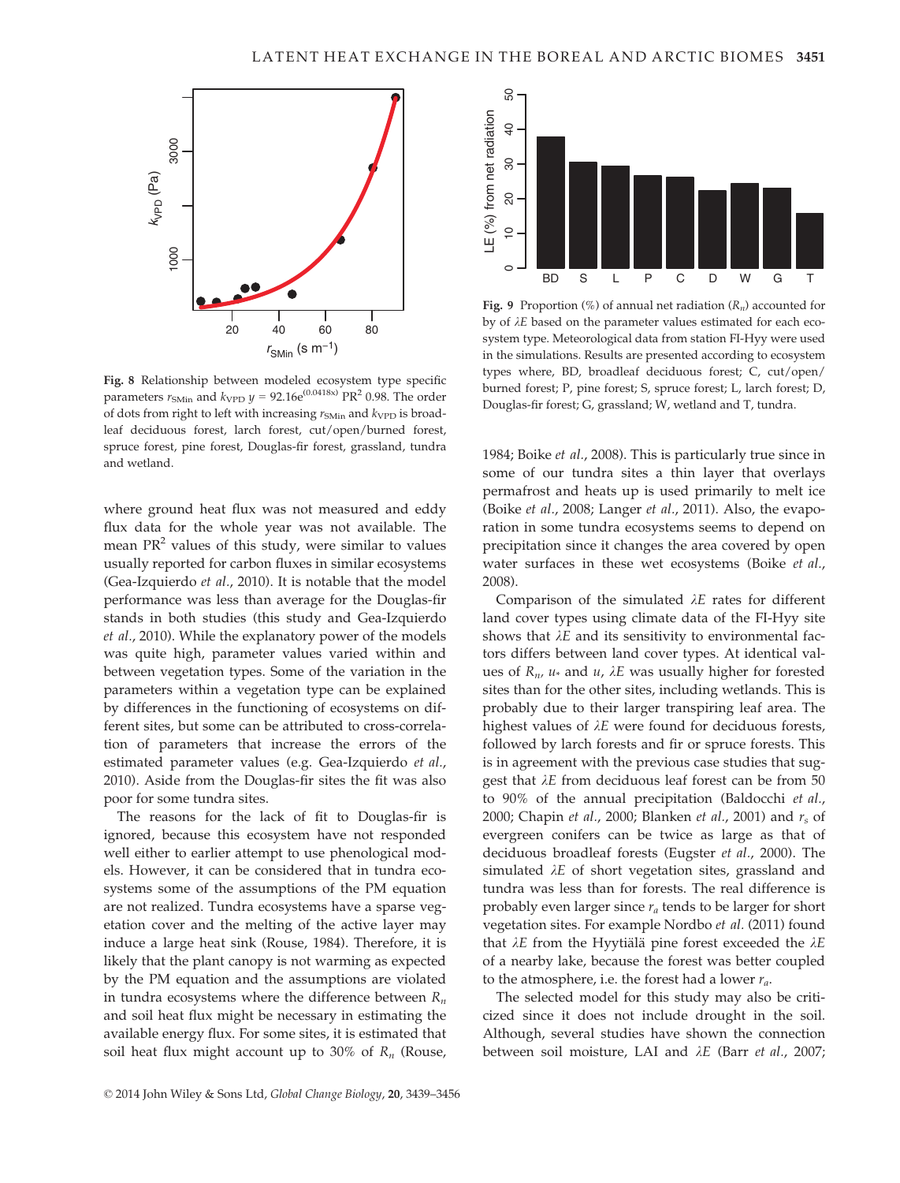$k_{VPD}$ (Pa)

3000

1000

20 40 60 80

$r_{SMin}$ (s m$^{-1}$)

**Fig. 8** Relationship between modeled ecosystem type specific parameters $r_{SMin}$ and $k_{VPD}$ $y = 92.16e^{(0.0418x)}$ $PR^2$ 0.98. The order of dots from right to left with increasing $r_{SMin}$ and $k_{VPD}$ is broadleaf deciduous forest, larch forest, cut/open/burned forest, spruce forest, pine forest, Douglas-fir forest, grassland, tundra and wetland.

LE (%) from net radiation

0 10 20 30 40 50

BD S L P C D W G T

**Fig. 9** Proportion (%) of annual net radiation ($R_n$) accounted for by of $\lambda E$ based on the parameter values estimated for each ecosystem type. Meteorological data from station FI-Hyy were used in the simulations. Results are presented according to ecosystem types where, BD, broadleaf deciduous forest; C, cut/open/burned forest; P, pine forest; S, spruce forest; L, larch forest; D, Douglas-fir forest; G, grassland; W, wetland and T, tundra.

where ground heat flux was not measured and eddy flux data for the whole year was not available. The mean $PR^2$ values of this study, were similar to values usually reported for carbon fluxes in similar ecosystems (Gea-Izquierdo *et al.*, 2010). It is notable that the model performance was less than average for the Douglas-fir stands in both studies (this study and Gea-Izquierdo *et al.*, 2010). While the explanatory power of the models was quite high, parameter values varied within and between vegetation types. Some of the variation in the parameters within a vegetation type can be explained by differences in the functioning of ecosystems on different sites, but some can be attributed to cross-correlation of parameters that increase the errors of the estimated parameter values (e.g. Gea-Izquierdo *et al.*, 2010). Aside from the Douglas-fir sites the fit was also poor for some tundra sites.

The reasons for the lack of fit to Douglas-fir is ignored, because this ecosystem have not responded well either to earlier attempt to use phenological models. However, it can be considered that in tundra ecosystems some of the assumptions of the PM equation are not realized. Tundra ecosystems have a sparse vegetation cover and the melting of the active layer may induce a large heat sink (Rouse, 1984). Therefore, it is likely that the plant canopy is not warming as expected by the PM equation and the assumptions are violated in tundra ecosystems where the difference between $R_n$ and soil heat flux might be necessary in estimating the available energy flux. For some sites, it is estimated that soil heat flux might account up to 30% of $R_n$ (Rouse, 1984; Boike *et al.*, 2008). This is particularly true since in some of our tundra sites a thin layer that overlays permafrost and heats up is used primarily to melt ice (Boike *et al.*, 2008; Langer *et al.*, 2011). Also, the evaporation in some tundra ecosystems seems to depend on precipitation since it changes the area covered by open water surfaces in these wet ecosystems (Boike *et al.*, 2008).

Comparison of the simulated $\lambda E$ rates for different land cover types using climate data of the FI-Hyy site shows that $\lambda E$ and its sensitivity to environmental factors differs between land cover types. At identical values of $R_n$, $u_*$ and $u$, $\lambda E$ was usually higher for forested sites than for the other sites, including wetlands. This is probably due to their larger transpiring leaf area. The highest values of $\lambda E$ were found for deciduous forests, followed by larch forests and fir or spruce forests. This is in agreement with the previous case studies that suggest that $\lambda E$ from deciduous leaf forest can be from 50 to 90% of the annual precipitation (Baldocchi *et al.*, 2000; Chapin *et al.*, 2000; Blanken *et al.*, 2001) and $r_s$ of evergreen conifers can be twice as large as that of deciduous broadleaf forests (Eugster *et al.*, 2000). The simulated $\lambda E$ of short vegetation sites, grassland and tundra was less than for forests. The real difference is probably even larger since $r_a$ tends to be larger for short vegetation sites. For example Nordbo *et al.* (2011) found that $\lambda E$ from the Hyytiälä pine forest exceeded the $\lambda E$ of a nearby lake, because the forest was better coupled to the atmosphere, i.e. the forest had a lower $r_a$.

The selected model for this study may also be criticized since it does not include drought in the soil. Although, several studies have shown the connection between soil moisture, LAI and $\lambda E$ (Barr *et al.*, 2007;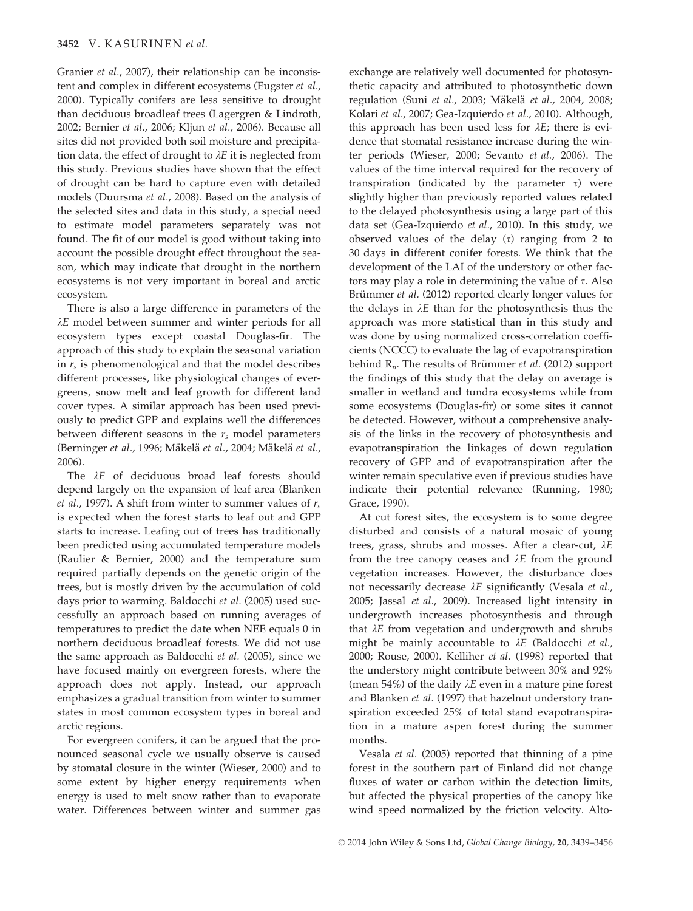Granier *et al.*, 2007), their relationship can be inconsistent and complex in different ecosystems (Eugster *et al.*, 2000). Typically conifers are less sensitive to drought than deciduous broadleaf trees (Lagergren & Lindroth, 2002; Bernier *et al.*, 2006; Kljun *et al.*, 2006). Because all sites did not provided both soil moisture and precipitation data, the effect of drought to $\lambda E$ it is neglected from this study. Previous studies have shown that the effect of drought can be hard to capture even with detailed models (Duursma *et al.*, 2008). Based on the analysis of the selected sites and data in this study, a special need to estimate model parameters separately was not found. The fit of our model is good without taking into account the possible drought effect throughout the season, which may indicate that drought in the northern ecosystems is not very important in boreal and arctic ecosystem.

There is also a large difference in parameters of the $\lambda E$ model between summer and winter periods for all ecosystem types except coastal Douglas-fir. The approach of this study to explain the seasonal variation in $r_s$ is phenomenological and that the model describes different processes, like physiological changes of evergreens, snow melt and leaf growth for different land cover types. A similar approach has been used previously to predict GPP and explains well the differences between different seasons in the $r_s$ model parameters (Berninger *et al.*, 1996; Mäkelä *et al.*, 2004; Mäkelä *et al.*, 2006).

The $\lambda E$ of deciduous broad leaf forests should depend largely on the expansion of leaf area (Blanken *et al.*, 1997). A shift from winter to summer values of $r_s$ is expected when the forest starts to leaf out and GPP starts to increase. Leafing out of trees has traditionally been predicted using accumulated temperature models (Raulier & Bernier, 2000) and the temperature sum required partially depends on the genetic origin of the trees, but is mostly driven by the accumulation of cold days prior to warming. Baldocchi *et al.* (2005) used successfully an approach based on running averages of temperatures to predict the date when NEE equals 0 in northern deciduous broadleaf forests. We did not use the same approach as Baldocchi *et al.* (2005), since we have focused mainly on evergreen forests, where the approach does not apply. Instead, our approach emphasizes a gradual transition from winter to summer states in most common ecosystem types in boreal and arctic regions.

For evergreen conifers, it can be argued that the pronounced seasonal cycle we usually observe is caused by stomatal closure in the winter (Wieser, 2000) and to some extent by higher energy requirements when energy is used to melt snow rather than to evaporate water. Differences between winter and summer gas exchange are relatively well documented for photosynthetic capacity and attributed to photosynthetic down regulation (Suni *et al.*, 2003; Mäkelä *et al.*, 2004, 2008; Kolari *et al.*, 2007; Gea-Izquierdo *et al.*, 2010). Although, this approach has been used less for $\lambda E$; there is evidence that stomatal resistance increase during the winter periods (Wieser, 2000; Sevanto *et al.*, 2006). The values of the time interval required for the recovery of transpiration (indicated by the parameter $\tau$) were slightly higher than previously reported values related to the delayed photosynthesis using a large part of this data set (Gea-Izquierdo *et al.*, 2010). In this study, we observed values of the delay ($\tau$) ranging from 2 to 30 days in different conifer forests. We think that the development of the LAI of the understory or other factors may play a role in determining the value of $\tau$. Also Brümmer *et al.* (2012) reported clearly longer values for the delays in $\lambda E$ than for the photosynthesis thus the approach was more statistical than in this study and was done by using normalized cross-correlation coefficients (NCCC) to evaluate the lag of evapotranspiration behind $R_n$. The results of Brümmer *et al.* (2012) support the findings of this study that the delay on average is smaller in wetland and tundra ecosystems while from some ecosystems (Douglas-fir) or some sites it cannot be detected. However, without a comprehensive analysis of the links in the recovery of photosynthesis and evapotranspiration the linkages of down regulation recovery of GPP and of evapotranspiration after the winter remain speculative even if previous studies have indicate their potential relevance (Running, 1980; Grace, 1990).

At cut forest sites, the ecosystem is to some degree disturbed and consists of a natural mosaic of young trees, grass, shrubs and mosses. After a clear-cut, $\lambda E$ from the tree canopy ceases and $\lambda E$ from the ground vegetation increases. However, the disturbance does not necessarily decrease $\lambda E$ significantly (Vesala *et al.*, 2005; Jassal *et al.*, 2009). Increased light intensity in undergrowth increases photosynthesis and through that $\lambda E$ from vegetation and undergrowth and shrubs might be mainly accountable to $\lambda E$ (Baldocchi *et al.*, 2000; Rouse, 2000). Kelliher *et al.* (1998) reported that the understory might contribute between 30% and 92% (mean 54%) of the daily $\lambda E$ even in a mature pine forest and Blanken *et al.* (1997) that hazelnut understory transpiration exceeded 25% of total stand evapotranspiration in a mature aspen forest during the summer months.

Vesala *et al.* (2005) reported that thinning of a pine forest in the southern part of Finland did not change fluxes of water or carbon within the detection limits, but affected the physical properties of the canopy like wind speed normalized by the friction velocity. Alto-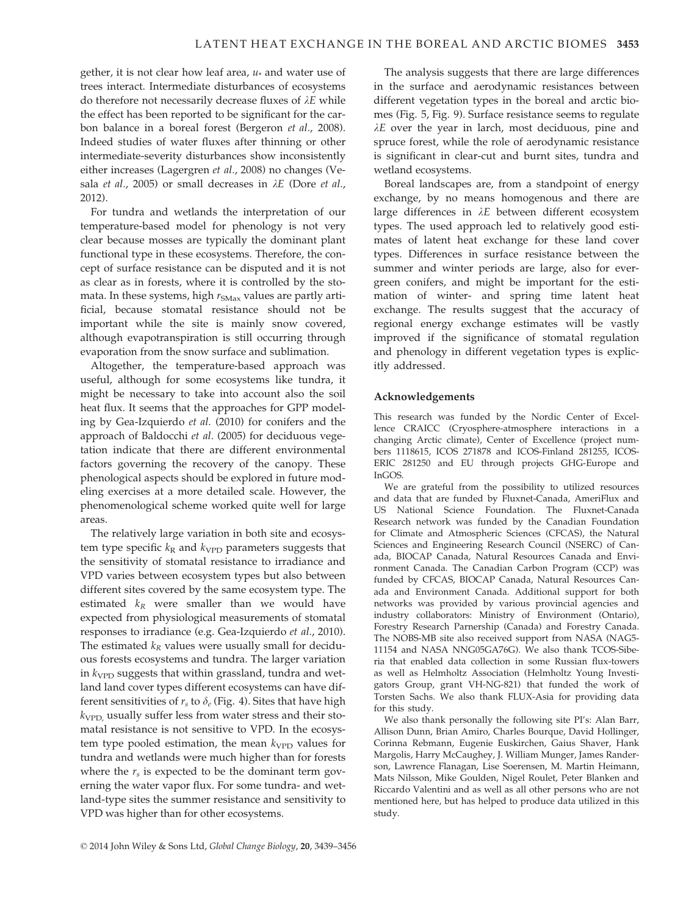gether, it is not clear how leaf area, $u_*$ and water use of trees interact. Intermediate disturbances of ecosystems do therefore not necessarily decrease fluxes of $\lambda E$ while the effect has been reported to be significant for the carbon balance in a boreal forest (Bergeron *et al.*, 2008). Indeed studies of water fluxes after thinning or other intermediate-severity disturbances show inconsistently either increases (Lagergren *et al.*, 2008) no changes (Vesala *et al.*, 2005) or small decreases in $\lambda E$ (Dore *et al.*, 2012).

For tundra and wetlands the interpretation of our temperature-based model for phenology is not very clear because mosses are typically the dominant plant functional type in these ecosystems. Therefore, the concept of surface resistance can be disputed and it is not as clear as in forests, where it is controlled by the stomata. In these systems, high $r_{SMax}$ values are partly artificial, because stomatal resistance should not be important while the site is mainly snow covered, although evapotranspiration is still occurring through evaporation from the snow surface and sublimation.

Altogether, the temperature-based approach was useful, although for some ecosystems like tundra, it might be necessary to take into account also the soil heat flux. It seems that the approaches for GPP modeling by Gea-Izquierdo *et al.* (2010) for conifers and the approach of Baldocchi *et al.* (2005) for deciduous vegetation indicate that there are different environmental factors governing the recovery of the canopy. These phenological aspects should be explored in future modeling exercises at a more detailed scale. However, the phenomenological scheme worked quite well for large areas.

The relatively large variation in both site and ecosystem type specific $k_R$ and $k_{VPD}$ parameters suggests that the sensitivity of stomatal resistance to irradiance and VPD varies between ecosystem types but also between different sites covered by the same ecosystem type. The estimated $k_R$ were smaller than we would have expected from physiological measurements of stomatal responses to irradiance (e.g. Gea-Izquierdo *et al.*, 2010). The estimated $k_R$ values were usually small for deciduous forests ecosystems and tundra. The larger variation in $k_{VPD}$ suggests that within grassland, tundra and wetland land cover types different ecosystems can have different sensitivities of $r_s$ to $\delta_e$ (Fig. 4). Sites that have high $k_{VPD,}$ usually suffer less from water stress and their stomatal resistance is not sensitive to VPD. In the ecosystem type pooled estimation, the mean $k_{VPD}$ values for tundra and wetlands were much higher than for forests where the $r_s$ is expected to be the dominant term governing the water vapor flux. For some tundra- and wetland-type sites the summer resistance and sensitivity to VPD was higher than for other ecosystems.

The analysis suggests that there are large differences in the surface and aerodynamic resistances between different vegetation types in the boreal and arctic biomes (Fig. 5, Fig. 9). Surface resistance seems to regulate $\lambda E$ over the year in larch, most deciduous, pine and spruce forest, while the role of aerodynamic resistance is significant in clear-cut and burnt sites, tundra and wetland ecosystems.

Boreal landscapes are, from a standpoint of energy exchange, by no means homogenous and there are large differences in $\lambda E$ between different ecosystem types. The used approach led to relatively good estimates of latent heat exchange for these land cover types. Differences in surface resistance between the summer and winter periods are large, also for evergreen conifers, and might be important for the estimation of winter- and spring time latent heat exchange. The results suggest that the accuracy of regional energy exchange estimates will be vastly improved if the significance of stomatal regulation and phenology in different vegetation types is explicitly addressed.

## Acknowledgements

This research was funded by the Nordic Center of Excellence CRAICC (Cryosphere-atmosphere interactions in a changing Arctic climate), Center of Excellence (project numbers 1118615, ICOS 271878 and ICOS-Finland 281255, ICOS-ERIC 281250 and EU through projects GHG-Europe and InGOS.

We are grateful from the possibility to utilized resources and data that are funded by Fluxnet-Canada, AmeriFlux and US National Science Foundation. The Fluxnet-Canada Research network was funded by the Canadian Foundation for Climate and Atmospheric Sciences (CFCAS), the Natural Sciences and Engineering Research Council (NSERC) of Canada, BIOCAP Canada, Natural Resources Canada and Environment Canada. The Canadian Carbon Program (CCP) was funded by CFCAS, BIOCAP Canada, Natural Resources Canada and Environment Canada. Additional support for both networks was provided by various provincial agencies and industry collaborators: Ministry of Environment (Ontario), Forestry Research Parnership (Canada) and Forestry Canada. The NOBS-MB site also received support from NASA (NAG5-11154 and NASA NNG05GA76G). We also thank TCOS-Siberia that enabled data collection in some Russian flux-towers as well as Helmholtz Association (Helmholtz Young Investigators Group, grant VH-NG-821) that funded the work of Torsten Sachs. We also thank FLUX-Asia for providing data for this study.

We also thank personally the following site PI's: Alan Barr, Allison Dunn, Brian Amiro, Charles Bourque, David Hollinger, Corinna Rebmann, Eugenie Euskirchen, Gaius Shaver, Hank Margolis, Harry McCaughey, J. William Munger, James Randerson, Lawrence Flanagan, Lise Soerensen, M. Martin Heimann, Mats Nilsson, Mike Goulden, Nigel Roulet, Peter Blanken and Riccardo Valentini and as well as all other persons who are not mentioned here, but has helped to produce data utilized in this study.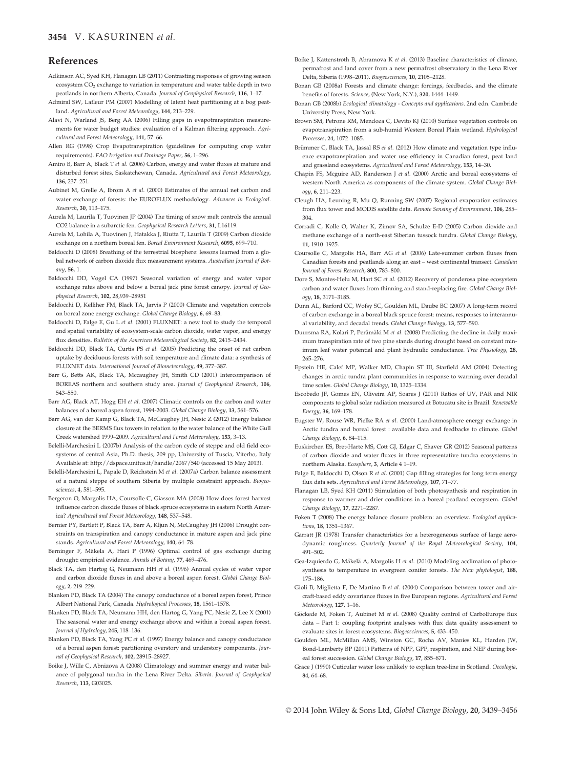## References

Adkinson AC, Syed KH, Flanagan LB (2011) Contrasting responses of growing season ecosystem $CO_2$ exchange to variation in temperature and water table depth in two peatlands in northern Alberta, Canada. *Journal of Geophysical Research*, **116**, 1–17.

Admiral SW, Lafleur PM (2007) Modelling of latent heat partitioning at a bog peatland. *Agricultural and Forest Meteorology*, **144**, 213–229.

Alavi N, Warland JS, Berg AA (2006) Filling gaps in evapotranspiration measurements for water budget studies: evaluation of a Kalman filtering approach. *Agricultural and Forest Meteorology*, **141**, 57–66.

Allen RG (1998) Crop Evapotranspiration (guidelines for computing crop water requirements). *FAO Irrigation and Drainage Paper*, **56**, 1–296.

Amiro B, Barr A, Black T *et al.* (2006) Carbon, energy and water fluxes at mature and disturbed forest sites, Saskatchewan, Canada. *Agricultural and Forest Meteorology*, **136**, 237–251.

Aubinet M, Grelle A, Ibrom A *et al.* (2000) Estimates of the annual net carbon and water exchange of forests: the EUROFLUX methodology. *Advances in Ecological. Research*, **30**, 113–175.

Aurela M, Laurila T, Tuovinen JP (2004) The timing of snow melt controls the annual CO2 balance in a subarctic fen. *Geophysical Research Letters*, **31**, L16119.

Aurela M, Lohila A, Tuovinen JP, Hatakka J, Riutta T, Laurila T (2009) Carbon dioxide exchange on a northern boreal fen. *Boreal Environment Research*, **6095**, 699–710.

Baldocchi D (2008) Breathing of the terrestrial biosphere: lessons learned from a global network of carbon dioxide flux measurement systems. *Australian Journal of Botany*, **56**, 1.

Baldocchi DD, Vogel CA (1997) Seasonal variation of energy and water vapor exchange rates above and below a boreal jack pine forest canopy. *Journal of Geophysical Research*, **102**, 28,939–28951

Baldocchi D, Kelliher FM, Black TA, Jarvis P (2000) Climate and vegetation controls on boreal zone energy exchange. *Global Change Biology*, **6**, 69–83.

Baldocchi D, Falge E, Gu L *et al.* (2001) FLUXNET: a new tool to study the temporal and spatial variability of ecosystem-scale carbon dioxide, water vapor, and energy flux densities. *Bulletin of the American Meteorological Society*, **82**, 2415–2434.

Baldocchi DD, Black TA, Curtis PS *et al.* (2005) Predicting the onset of net carbon uptake by deciduous forests with soil temperature and climate data: a synthesis of FLUXNET data. *International Journal of Biometeorology*, **49**, 377–387.

Barr G, Betts AK, Black TA, Mccaughey JH, Smith CD (2001) Intercomparison of BOREAS northern and southern study area. *Journal of Geophysical Research*, **106**, 543–550.

Barr AG, Black AT, Hogg EH *et al.* (2007) Climatic controls on the carbon and water balances of a boreal aspen forest, 1994-2003. *Global Change Biology*, **13**, 561–576.

Barr AG, van der Kamp G, Black TA, McCaughey JH, Nesic Z (2012) Energy balance closure at the BERMS flux towers in relation to the water balance of the White Gull Creek watershed 1999–2009. *Agricultural and Forest Meteorology*, **153**, 3–13.

Belelli-Marchesini L (2007b) Analysis of the carbon cycle of steppe and old field ecosystems of central Asia, Ph.D. thesis, 209 pp, University of Tuscia, Viterbo, Italy Available at: http://dspace.unitus.it/handle/2067/540 (accessed 15 May 2013).

Belelli-Marchesini L, Papale D, Reichstein M *et al.* (2007a) Carbon balance assessment of a natural steppe of southern Siberia by multiple constraint approach. *Biogeosciences*, **4**, 581–595.

Bergeron O, Margolis HA, Coursolle C, Giasson MA (2008) How does forest harvest influence carbon dioxide fluxes of black spruce ecosystems in eastern North America? *Agricultural and Forest Meteorology*, **148**, 537–548.

Bernier PY, Bartlett P, Black TA, Barr A, Kljun N, McCaughey JH (2006) Drought constraints on transpiration and canopy conductance in mature aspen and jack pine stands. *Agricultural and Forest Meteorology*, **140**, 64–78.

Berninger F, Mäkela A, Hari P (1996) Optimal control of gas exchange during drought: empirical evidence. *Annals of Botany*, **77**, 469–476.

Black TA, den Hartog G, Neumann HH *et al.* (1996) Annual cycles of water vapor and carbon dioxide fluxes in and above a boreal aspen forest. *Global Change Biology*, **2**, 219–229.

Blanken PD, Black TA (2004) The canopy conductance of a boreal aspen forest, Prince Albert National Park, Canada. *Hydrological Processes*, **18**, 1561–1578.

Blanken PD, Black TA, Neumann HH, den Hartog G, Yang PC, Nesic Z, Lee X (2001) The seasonal water and energy exchange above and within a boreal aspen forest. *Journal of Hydrology*, **245**, 118–136.

Blanken PD, Black TA, Yang PC *et al.* (1997) Energy balance and canopy conductance of a boreal aspen forest: partitioning overstory and understory components. *Journal of Geophysical Research*, **102**, 28915–28927.

Boike J, Wille C, Abnizova A (2008) Climatology and summer energy and water balance of polygonal tundra in the Lena River Delta. *Siberia. Journal of Geophysical Research*, **113**, G03025.

Boike J, Kattenstroth B, Abramova K *et al.* (2013) Baseline characteristics of climate, permafrost and land cover from a new permafrost observatory in the Lena River Delta, Siberia (1998–2011). *Biogeosciences*, **10**, 2105–2128.

Bonan GB (2008a) Forests and climate change: forcings, feedbacks, and the climate benefits of forests. *Science*, (New York, N.Y.), **320**, 1444–1449.

Bonan GB (2008b) *Ecological climatology - Concepts and applications*. 2nd edn. Cambride University Press, New York.

Brown SM, Petrone RM, Mendoza C, Devito KJ (2010) Surface vegetation controls on evapotranspiration from a sub-humid Western Boreal Plain wetland. *Hydrological Processes*, **24**, 1072–1085.

Brümmer C, Black TA, Jassal RS *et al.* (2012) How climate and vegetation type influence evapotranspiration and water use efficiency in Canadian forest, peat land and grassland ecosystems. *Agricultural and Forest Meteorology*, **153**, 14–30.

Chapin FS, Mcguire AD, Randerson J *et al.* (2000) Arctic and boreal ecosystems of western North America as components of the climate system. *Global Change Biology*, **6**, 211–223.

Cleugh HA, Leuning R, Mu Q, Running SW (2007) Regional evaporation estimates from flux tower and MODIS satellite data. *Remote Sensing of Environment*, **106**, 285–304.

Corradi C, Kolle O, Walter K, Zimov SA, Schulze E-D (2005) Carbon dioxide and methane exchange of a north-east Siberian tussock tundra. *Global Change Biology*, **11**, 1910–1925.

Coursolle C, Margolis HA, Barr AG *et al.* (2006) Late-summer carbon fluxes from Canadian forests and peatlands along an east – west continental transect. *Canadian Journal of Forest Research*, **800**, 783–800.

Dore S, Montes-Helu M, Hart SC *et al.* (2012) Recovery of ponderosa pine ecosystem carbon and water fluxes from thinning and stand-replacing fire. *Global Change Biology*, **18**, 3171–3185.

Dunn AL, Barford CC, Wofsy SC, Goulden ML, Daube BC (2007) A long-term record of carbon exchange in a boreal black spruce forest: means, responses to interannual variability, and decadal trends. *Global Change Biology*, **13**, 577–590.

Duursma RA, Kolari P, Perämäki M *et al.* (2008) Predicting the decline in daily maximum transpiration rate of two pine stands during drought based on constant minimum leaf water potential and plant hydraulic conductance. *Tree Physiology*, **28**, 265–276.

Epstein HE, Calef MP, Walker MD, Chapin ST III, Starfield AM (2004) Detecting changes in arctic tundra plant communities in response to warming over decadal time scales. *Global Change Biology*, **10**, 1325–1334.

Escobedo JF, Gomes EN, Oliveira AP, Soares J (2011) Ratios of UV, PAR and NIR components to global solar radiation measured at Botucatu site in Brazil. *Renewable Energy*, **36**, 169–178.

Eugster W, Rouse WR, Pielke RA *et al.* (2000) Land-atmosphere energy exchange in Arctic tundra and boreal forest : available data and feedbacks to climate. *Global Change Biology*, **6**, 84–115.

Euskirchen ES, Bret-Harte MS, Cott GJ, Edgar C, Shaver GR (2012) Seasonal patterns of carbon dioxide and water fluxes in three representative tundra ecosystems in northern Alaska. *Ecosphere*, **3**, Article 4 1–19.

Falge E, Baldocchi D, Olson R *et al.* (2001) Gap filling strategies for long term energy flux data sets. *Agricultural and Forest Meteorology*, **107**, 71–77.

Flanagan LB, Syed KH (2011) Stimulation of both photosynthesis and respiration in response to warmer and drier conditions in a boreal peatland ecosystem. *Global Change Biology*, **17**, 2271–2287.

Foken T (2008) The energy balance closure problem: an overview. *Ecological applications*, **18**, 1351–1367.

Garratt JR (1978) Transfer characteristics for a heterogeneous surface of large aerodynamic roughness. *Quarterly Journal of the Royal Meteorological Society*, **104**, 491–502.

Gea-Izquierdo G, Mäkelä A, Margolis H *et al.* (2010) Modeling acclimation of photosynthesis to temperature in evergreen conifer forests. *The New phytologist*, **188**, 175–186.

Gioli B, Miglietta F, De Martino B *et al.* (2004) Comparison between tower and aircraft-based eddy covariance fluxes in five European regions. *Agricultural and Forest Meteorology*, **127**, 1–16.

Göckede M, Foken T, Aubinet M *et al.* (2008) Quality control of CarboEurope flux data – Part 1: coupling footprint analyses with flux data quality assessment to evaluate sites in forest ecosystems. *Biogeosciences*, **5**, 433–450.

Goulden ML, McMillan AMS, Winston GC, Rocha AV, Manies KL, Harden JW, Bond-Lamberty BP (2011) Patterns of NPP, GPP, respiration, and NEP during boreal forest succession. *Global Change Biology*, **17**, 855–871.

Grace J (1990) Cuticular water loss unlikely to explain tree-line in Scotland. *Oecologia*, **84**, 64–68.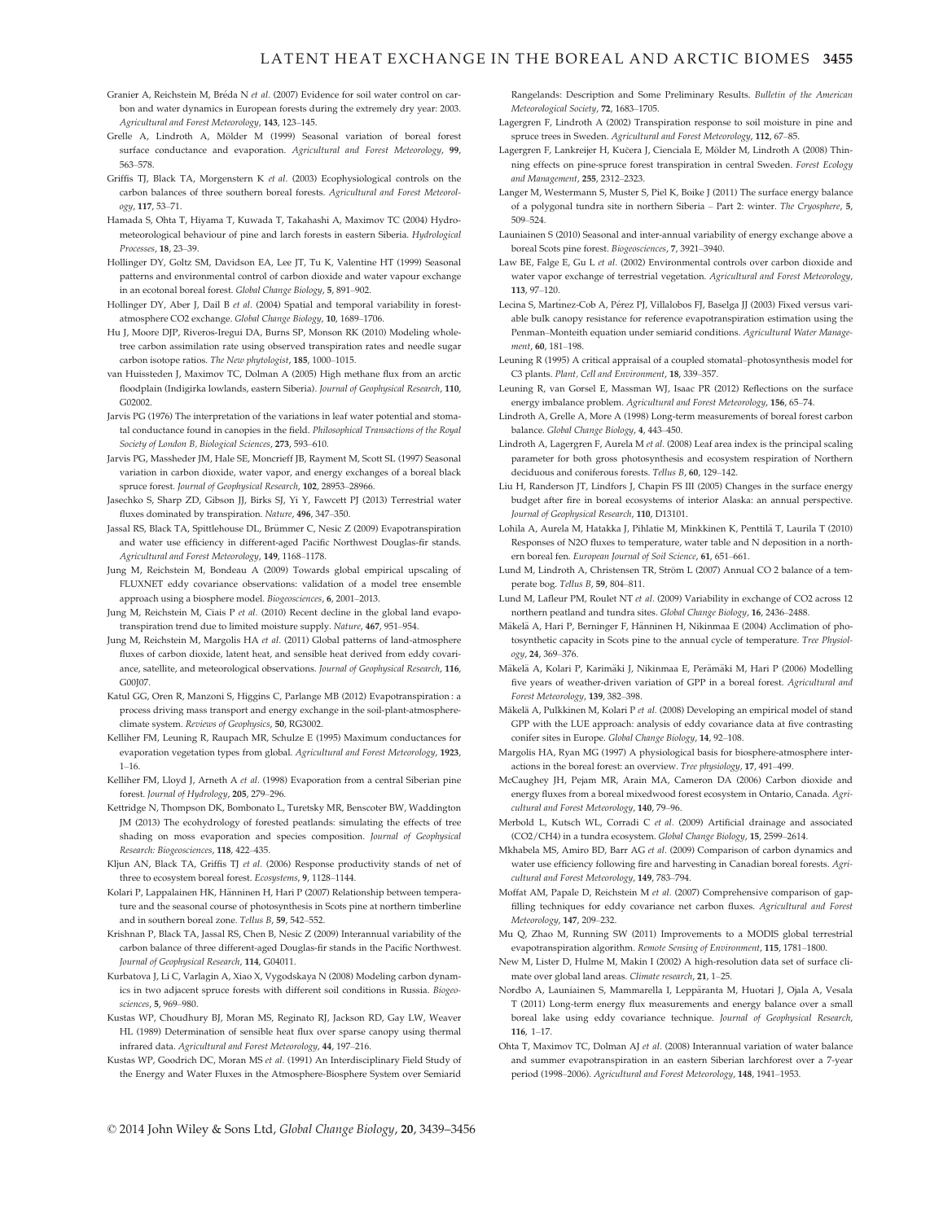Granier A, Reichstein M, Bréda N *et al.* (2007) Evidence for soil water control on carbon and water dynamics in European forests during the extremely dry year: 2003. *Agricultural and Forest Meteorology*, **143**, 123–145.

Grelle A, Lindroth A, Mölder M (1999) Seasonal variation of boreal forest surface conductance and evaporation. *Agricultural and Forest Meteorology*, **99**, 563–578.

Griffis TJ, Black TA, Morgenstern K *et al.* (2003) Ecophysiological controls on the carbon balances of three southern boreal forests. *Agricultural and Forest Meteorology*, **117**, 53–71.

Hamada S, Ohta T, Hiyama T, Kuwada T, Takahashi A, Maximov TC (2004) Hydrometeorological behaviour of pine and larch forests in eastern Siberia. *Hydrological Processes*, **18**, 23–39.

Hollinger DY, Goltz SM, Davidson EA, Lee JT, Tu K, Valentine HT (1999) Seasonal patterns and environmental control of carbon dioxide and water vapour exchange in an ecotonal boreal forest. *Global Change Biology*, **5**, 891–902.

Hollinger DY, Aber J, Dail B *et al.* (2004) Spatial and temporal variability in forest-atmosphere CO2 exchange. *Global Change Biology*, **10**, 1689–1706.

Hu J, Moore DJP, Riveros-Iregui DA, Burns SP, Monson RK (2010) Modeling whole-tree carbon assimilation rate using observed transpiration rates and needle sugar carbon isotope ratios. *The New phytologist*, **185**, 1000–1015.

van Huissteden J, Maximov TC, Dolman A (2005) High methane flux from an arctic floodplain (Indigirka lowlands, eastern Siberia). *Journal of Geophysical Research*, **110**, G02002.

Jarvis PG (1976) The interpretation of the variations in leaf water potential and stomatal conductance found in canopies in the field. *Philosophical Transactions of the Royal Society of London B, Biological Sciences*, **273**, 593–610.

Jarvis PG, Massheder JM, Hale SE, Moncrieff JB, Rayment M, Scott SL (1997) Seasonal variation in carbon dioxide, water vapor, and energy exchanges of a boreal black spruce forest. *Journal of Geophysical Research*, **102**, 28953–28966.

Jasechko S, Sharp ZD, Gibson JJ, Birks SJ, Yi Y, Fawcett PJ (2013) Terrestrial water fluxes dominated by transpiration. *Nature*, **496**, 347–350.

Jassal RS, Black TA, Spittlehouse DL, Brümmer C, Nesic Z (2009) Evapotranspiration and water use efficiency in different-aged Pacific Northwest Douglas-fir stands. *Agricultural and Forest Meteorology*, **149**, 1168–1178.

Jung M, Reichstein M, Bondeau A (2009) Towards global empirical upscaling of FLUXNET eddy covariance observations: validation of a model tree ensemble approach using a biosphere model. *Biogeosciences*, **6**, 2001–2013.

Jung M, Reichstein M, Ciais P *et al.* (2010) Recent decline in the global land evapotranspiration trend due to limited moisture supply. *Nature*, **467**, 951–954.

Jung M, Reichstein M, Margolis HA *et al.* (2011) Global patterns of land-atmosphere fluxes of carbon dioxide, latent heat, and sensible heat derived from eddy covariance, satellite, and meteorological observations. *Journal of Geophysical Research*, **116**, G00J07.

Katul GG, Oren R, Manzoni S, Higgins C, Parlange MB (2012) Evapotranspiration : a process driving mass transport and energy exchange in the soil-plant-atmosphere-climate system. *Reviews of Geophysics*, **50**, RG3002.

Kelliher FM, Leuning R, Raupach MR, Schulze E (1995) Maximum conductances for evaporation vegetation types from global. *Agricultural and Forest Meteorology*, **1923**, 1–16.

Kelliher FM, Lloyd J, Arneth A *et al.* (1998) Evaporation from a central Siberian pine forest. *Journal of Hydrology*, **205**, 279–296.

Kettridge N, Thompson DK, Bombonato L, Turetsky MR, Benscoter BW, Waddington JM (2013) The ecohydrology of forested peatlands: simulating the effects of tree shading on moss evaporation and species composition. *Journal of Geophysical Research: Biogeosciences*, **118**, 422–435.

Kljun AN, Black TA, Griffis TJ *et al.* (2006) Response productivity stands of net of three to ecosystem boreal forest. *Ecosystems*, **9**, 1128–1144.

Kolari P, Lappalainen HK, Hänninen H, Hari P (2007) Relationship between temperature and the seasonal course of photosynthesis in Scots pine at northern timberline and in southern boreal zone. *Tellus B*, **59**, 542–552.

Krishnan P, Black TA, Jassal RS, Chen B, Nesic Z (2009) Interannual variability of the carbon balance of three different-aged Douglas-fir stands in the Pacific Northwest. *Journal of Geophysical Research*, **114**, G04011.

Kurbatova J, Li C, Varlagin A, Xiao X, Vygodskaya N (2008) Modeling carbon dynamics in two adjacent spruce forests with different soil conditions in Russia. *Biogeosciences*, **5**, 969–980.

Kustas WP, Choudhury BJ, Moran MS, Reginato RJ, Jackson RD, Gay LW, Weaver HL (1989) Determination of sensible heat flux over sparse canopy using thermal infrared data. *Agricultural and Forest Meteorology*, **44**, 197–216.

Kustas WP, Goodrich DC, Moran MS *et al.* (1991) An Interdisciplinary Field Study of the Energy and Water Fluxes in the Atmosphere-Biosphere System over Semiarid Rangelands: Description and Some Preliminary Results. *Bulletin of the American Meteorological Society*, **72**, 1683–1705.

Lagergren F, Lindroth A (2002) Transpiration response to soil moisture in pine and spruce trees in Sweden. *Agricultural and Forest Meteorology*, **112**, 67–85.

Lagergren F, Lankreijer H, Kučera J, Cienciala E, Mölder M, Lindroth A (2008) Thinning effects on pine-spruce forest transpiration in central Sweden. *Forest Ecology and Management*, **255**, 2312–2323.

Langer M, Westermann S, Muster S, Piel K, Boike J (2011) The surface energy balance of a polygonal tundra site in northern Siberia – Part 2: winter. *The Cryosphere*, **5**, 509–524.

Launiainen S (2010) Seasonal and inter-annual variability of energy exchange above a boreal Scots pine forest. *Biogeosciences*, **7**, 3921–3940.

Law BE, Falge E, Gu L *et al.* (2002) Environmental controls over carbon dioxide and water vapor exchange of terrestrial vegetation. *Agricultural and Forest Meteorology*, **113**, 97–120.

Lecina S, Martínez-Cob A, Pérez PJ, Villalobos FJ, Baselga JJ (2003) Fixed versus variable bulk canopy resistance for reference evapotranspiration estimation using the Penman–Monteith equation under semiarid conditions. *Agricultural Water Management*, **60**, 181–198.

Leuning R (1995) A critical appraisal of a coupled stomatal–photosynthesis model for C3 plants. *Plant, Cell and Environment*, **18**, 339–357.

Leuning R, van Gorsel E, Massman WJ, Isaac PR (2012) Reflections on the surface energy imbalance problem. *Agricultural and Forest Meteorology*, **156**, 65–74.

Lindroth A, Grelle A, More A (1998) Long-term measurements of boreal forest carbon balance. *Global Change Biology*, **4**, 443–450.

Lindroth A, Lagergren F, Aurela M *et al.* (2008) Leaf area index is the principal scaling parameter for both gross photosynthesis and ecosystem respiration of Northern deciduous and coniferous forests. *Tellus B*, **60**, 129–142.

Liu H, Randerson JT, Lindfors J, Chapin FS III (2005) Changes in the surface energy budget after fire in boreal ecosystems of interior Alaska: an annual perspective. *Journal of Geophysical Research*, **110**, D13101.

Lohila A, Aurela M, Hatakka J, Pihlatie M, Minkkinen K, Penttilä T, Laurila T (2010) Responses of N2O fluxes to temperature, water table and N deposition in a northern boreal fen. *European Journal of Soil Science*, **61**, 651–661.

Lund M, Lindroth A, Christensen TR, Ström L (2007) Annual CO 2 balance of a temperate bog. *Tellus B*, **59**, 804–811.

Lund M, Lafleur PM, Roulet NT *et al.* (2009) Variability in exchange of CO2 across 12 northern peatland and tundra sites. *Global Change Biology*, **16**, 2436–2488.

Mäkelä A, Hari P, Berninger F, Hänninen H, Nikinmaa E (2004) Acclimation of photosynthetic capacity in Scots pine to the annual cycle of temperature. *Tree Physiology*, **24**, 369–376.

Mäkelä A, Kolari P, Karimäki J, Nikinmaa E, Perämäki M, Hari P (2006) Modelling five years of weather-driven variation of GPP in a boreal forest. *Agricultural and Forest Meteorology*, **139**, 382–398.

Mäkelä A, Pulkkinen M, Kolari P *et al.* (2008) Developing an empirical model of stand GPP with the LUE approach: analysis of eddy covariance data at five contrasting conifer sites in Europe. *Global Change Biology*, **14**, 92–108.

Margolis HA, Ryan MG (1997) A physiological basis for biosphere-atmosphere interactions in the boreal forest: an overview. *Tree physiology*, **17**, 491–499.

McCaughey JH, Pejam MR, Arain MA, Cameron DA (2006) Carbon dioxide and energy fluxes from a boreal mixedwood forest ecosystem in Ontario, Canada. *Agricultural and Forest Meteorology*, **140**, 79–96.

Merbold L, Kutsch WL, Corradi C *et al.* (2009) Artificial drainage and associated (CO2/CH4) in a tundra ecosystem. *Global Change Biology*, **15**, 2599–2614.

Mkhabela MS, Amiro BD, Barr AG *et al.* (2009) Comparison of carbon dynamics and water use efficiency following fire and harvesting in Canadian boreal forests. *Agricultural and Forest Meteorology*, **149**, 783–794.

Moffat AM, Papale D, Reichstein M *et al.* (2007) Comprehensive comparison of gap-filling techniques for eddy covariance net carbon fluxes. *Agricultural and Forest Meteorology*, **147**, 209–232.

Mu Q, Zhao M, Running SW (2011) Improvements to a MODIS global terrestrial evapotranspiration algorithm. *Remote Sensing of Environment*, **115**, 1781–1800.

New M, Lister D, Hulme M, Makin I (2002) A high-resolution data set of surface climate over global land areas. *Climate research*, **21**, 1–25.

Nordbo A, Launiainen S, Mammarella I, Leppäranta M, Huotari J, Ojala A, Vesala T (2011) Long-term energy flux measurements and energy balance over a small boreal lake using eddy covariance technique. *Journal of Geophysical Research*, **116**, 1–17.

Ohta T, Maximov TC, Dolman AJ *et al.* (2008) Interannual variation of water balance and summer evapotranspiration in an eastern Siberian larchforest over a 7-year period (1998–2006). *Agricultural and Forest Meteorology*, **148**, 1941–1953.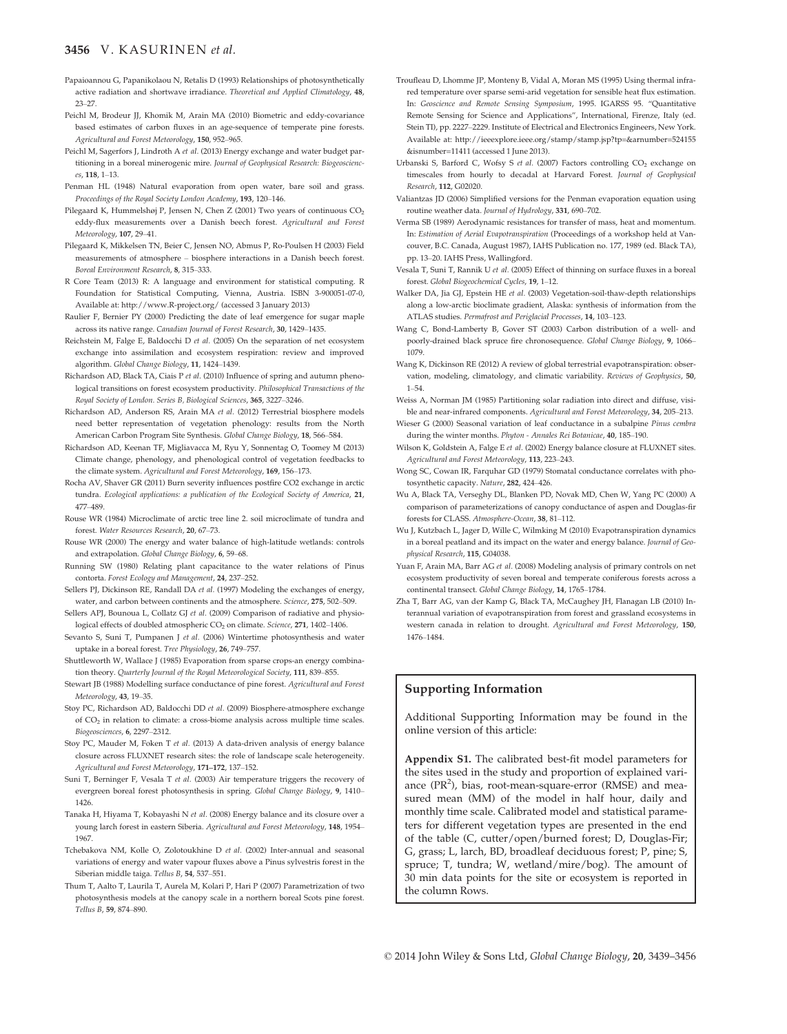Papaioannou G, Papanikolaou N, Retalis D (1993) Relationships of photosynthetically active radiation and shortwave irradiance. *Theoretical and Applied Climatology*, **48**, 23–27.

Peichl M, Brodeur JJ, Khomik M, Arain MA (2010) Biometric and eddy-covariance based estimates of carbon fluxes in an age-sequence of temperate pine forests. *Agricultural and Forest Meteorology*, **150**, 952–965.

Peichl M, Sagerfors J, Lindroth A *et al.* (2013) Energy exchange and water budget partitioning in a boreal minerogenic mire. *Journal of Geophysical Research: Biogeosciences*, **118**, 1–13.

Penman HL (1948) Natural evaporation from open water, bare soil and grass. *Proceedings of the Royal Society London Academy*, **193**, 120–146.

Pilegaard K, Hummelshøj P, Jensen N, Chen Z (2001) Two years of continuous $CO_2$ eddy-flux measurements over a Danish beech forest. *Agricultural and Forest Meteorology*, **107**, 29–41.

Pilegaard K, Mikkelsen TN, Beier C, Jensen NO, Abmus P, Ro-Poulsen H (2003) Field measurements of atmosphere – biosphere interactions in a Danish beech forest. *Boreal Environment Research*, **8**, 315–333.

R Core Team (2013) R: A language and environment for statistical computing. R Foundation for Statistical Computing, Vienna, Austria. ISBN 3-900051-07-0, Available at: http://www.R-project.org/ (accessed 3 January 2013)

Raulier F, Bernier PY (2000) Predicting the date of leaf emergence for sugar maple across its native range. *Canadian Journal of Forest Research*, **30**, 1429–1435.

Reichstein M, Falge E, Baldocchi D *et al.* (2005) On the separation of net ecosystem exchange into assimilation and ecosystem respiration: review and improved algorithm. *Global Change Biology*, **11**, 1424–1439.

Richardson AD, Black TA, Ciais P *et al.* (2010) Influence of spring and autumn phenological transitions on forest ecosystem productivity. *Philosophical Transactions of the Royal Society of London. Series B, Biological Sciences*, **365**, 3227–3246.

Richardson AD, Anderson RS, Arain MA *et al.* (2012) Terrestrial biosphere models need better representation of vegetation phenology: results from the North American Carbon Program Site Synthesis. *Global Change Biology*, **18**, 566–584.

Richardson AD, Keenan TF, Migliavacca M, Ryu Y, Sonnentag O, Toomey M (2013) Climate change, phenology, and phenological control of vegetation feedbacks to the climate system. *Agricultural and Forest Meteorology*, **169**, 156–173.

Rocha AV, Shaver GR (2011) Burn severity influences postfire CO2 exchange in arctic tundra. *Ecological applications: a publication of the Ecological Society of America*, **21**, 477–489.

Rouse WR (1984) Microclimate of arctic tree line 2. soil microclimate of tundra and forest. *Water Resources Research*, **20**, 67–73.

Rouse WR (2000) The energy and water balance of high-latitude wetlands: controls and extrapolation. *Global Change Biology*, **6**, 59–68.

Running SW (1980) Relating plant capacitance to the water relations of Pinus contorta. *Forest Ecology and Management*, **24**, 237–252.

Sellers PJ, Dickinson RE, Randall DA *et al.* (1997) Modeling the exchanges of energy, water, and carbon between continents and the atmosphere. *Science*, **275**, 502–509.

Sellers APJ, Bounoua L, Collatz GJ *et al.* (2009) Comparison of radiative and physiological effects of doubled atmospheric $CO_2$ on climate. *Science*, **271**, 1402–1406.

Sevanto S, Suni T, Pumpanen J *et al.* (2006) Wintertime photosynthesis and water uptake in a boreal forest. *Tree Physiology*, **26**, 749–757.

Shuttleworth W, Wallace J (1985) Evaporation from sparse crops-an energy combination theory. *Quarterly Journal of the Royal Meteorological Society*, **111**, 839–855.

Stewart JB (1988) Modelling surface conductance of pine forest. *Agricultural and Forest Meteorology*, **43**, 19–35.

Stoy PC, Richardson AD, Baldocchi DD *et al.* (2009) Biosphere-atmosphere exchange of $CO_2$ in relation to climate: a cross-biome analysis across multiple time scales. *Biogeosciences*, **6**, 2297–2312.

Stoy PC, Mauder M, Foken T *et al.* (2013) A data-driven analysis of energy balance closure across FLUXNET research sites: the role of landscape scale heterogeneity. *Agricultural and Forest Meteorology*, **171–172**, 137–152.

Suni T, Berninger F, Vesala T *et al.* (2003) Air temperature triggers the recovery of evergreen boreal forest photosynthesis in spring. *Global Change Biology*, **9**, 1410–1426.

Tanaka H, Hiyama T, Kobayashi N *et al.* (2008) Energy balance and its closure over a young larch forest in eastern Siberia. *Agricultural and Forest Meteorology*, **148**, 1954–1967.

Tchebakova NM, Kolle O, Zolotoukhine D *et al.* (2002) Inter-annual and seasonal variations of energy and water vapour fluxes above a Pinus sylvestris forest in the Siberian middle taiga. *Tellus B*, **54**, 537–551.

Thum T, Aalto T, Laurila T, Aurela M, Kolari P, Hari P (2007) Parametrization of two photosynthesis models at the canopy scale in a northern boreal Scots pine forest. *Tellus B*, **59**, 874–890.

Troufleau D, Lhomme JP, Monteny B, Vidal A, Moran MS (1995) Using thermal infrared temperature over sparse semi-arid vegetation for sensible heat flux estimation. In: *Geoscience and Remote Sensing Symposium*, 1995. IGARSS 95. "Quantitative Remote Sensing for Science and Applications", International, Firenze, Italy (ed. Stein TI), pp. 2227–2229. Institute of Electrical and Electronics Engineers, New York. Available at: http://ieeexplore.ieee.org/stamp/stamp.jsp?tp=&arnumber=524155&isnumber=11411 (accessed 1 June 2013).

Urbanski S, Barford C, Wofsy S *et al.* (2007) Factors controlling $CO_2$ exchange on timescales from hourly to decadal at Harvard Forest. *Journal of Geophysical Research*, **112**, G02020.

Valiantzas JD (2006) Simplified versions for the Penman evaporation equation using routine weather data. *Journal of Hydrology*, **331**, 690–702.

Verma SB (1989) Aerodynamic resistances for transfer of mass, heat and momentum. In: *Estimation of Aerial Evapotranspiration* (Proceedings of a workshop held at Vancouver, B.C. Canada, August 1987), IAHS Publication no. 177, 1989 (ed. Black TA), pp. 13–20. IAHS Press, Wallingford.

Vesala T, Suni T, Rannik U *et al.* (2005) Effect of thinning on surface fluxes in a boreal forest. *Global Biogeochemical Cycles*, **19**, 1–12.

Walker DA, Jia GJ, Epstein HE *et al.* (2003) Vegetation-soil-thaw-depth relationships along a low-arctic bioclimate gradient, Alaska: synthesis of information from the ATLAS studies. *Permafrost and Periglacial Processes*, **14**, 103–123.

Wang C, Bond-Lamberty B, Gover ST (2003) Carbon distribution of a well- and poorly-drained black spruce fire chronosequence. *Global Change Biology*, **9**, 1066–1079.

Wang K, Dickinson RE (2012) A review of global terrestrial evapotranspiration: observation, modeling, climatology, and climatic variability. *Reviews of Geophysics*, **50**, 1–54.

Weiss A, Norman JM (1985) Partitioning solar radiation into direct and diffuse, visible and near-infrared components. *Agricultural and Forest Meteorology*, **34**, 205–213.

Wieser G (2000) Seasonal variation of leaf conductance in a subalpine *Pinus cembra* during the winter months. *Phyton - Annales Rei Botanicae*, **40**, 185–190.

Wilson K, Goldstein A, Falge E *et al.* (2002) Energy balance closure at FLUXNET sites. *Agricultural and Forest Meteorology*, **113**, 223–243.

Wong SC, Cowan IR, Farquhar GD (1979) Stomatal conductance correlates with photosynthetic capacity. *Nature*, **282**, 424–426.

Wu A, Black TA, Verseghy DL, Blanken PD, Novak MD, Chen W, Yang PC (2000) A comparison of parameterizations of canopy conductance of aspen and Douglas-fir forests for CLASS. *Atmosphere-Ocean*, **38**, 81–112.

Wu J, Kutzbach L, Jager D, Wille C, Wilmking M (2010) Evapotranspiration dynamics in a boreal peatland and its impact on the water and energy balance. *Journal of Geophysical Research*, **115**, G04038.

Yuan F, Arain MA, Barr AG *et al.* (2008) Modeling analysis of primary controls on net ecosystem productivity of seven boreal and temperate coniferous forests across a continental transect. *Global Change Biology*, **14**, 1765–1784.

Zha T, Barr AG, van der Kamp G, Black TA, McCaughey JH, Flanagan LB (2010) Interannual variation of evapotranspiration from forest and grassland ecosystems in western canada in relation to drought. *Agricultural and Forest Meteorology*, **150**, 1476–1484.

## Supporting Information

Additional Supporting Information may be found in the online version of this article:

**Appendix S1.** The calibrated best-fit model parameters for the sites used in the study and proportion of explained variance ($PR^2$), bias, root-mean-square-error (RMSE) and measured mean (MM) of the model in half hour, daily and monthly time scale. Calibrated model and statistical parameters for different vegetation types are presented in the end of the table (C, cutter/open/burned forest; D, Douglas-Fir; G, grass; L, larch, BD, broadleaf deciduous forest; P, pine; S, spruce; T, tundra; W, wetland/mire/bog). The amount of 30 min data points for the site or ecosystem is reported in the column Rows.